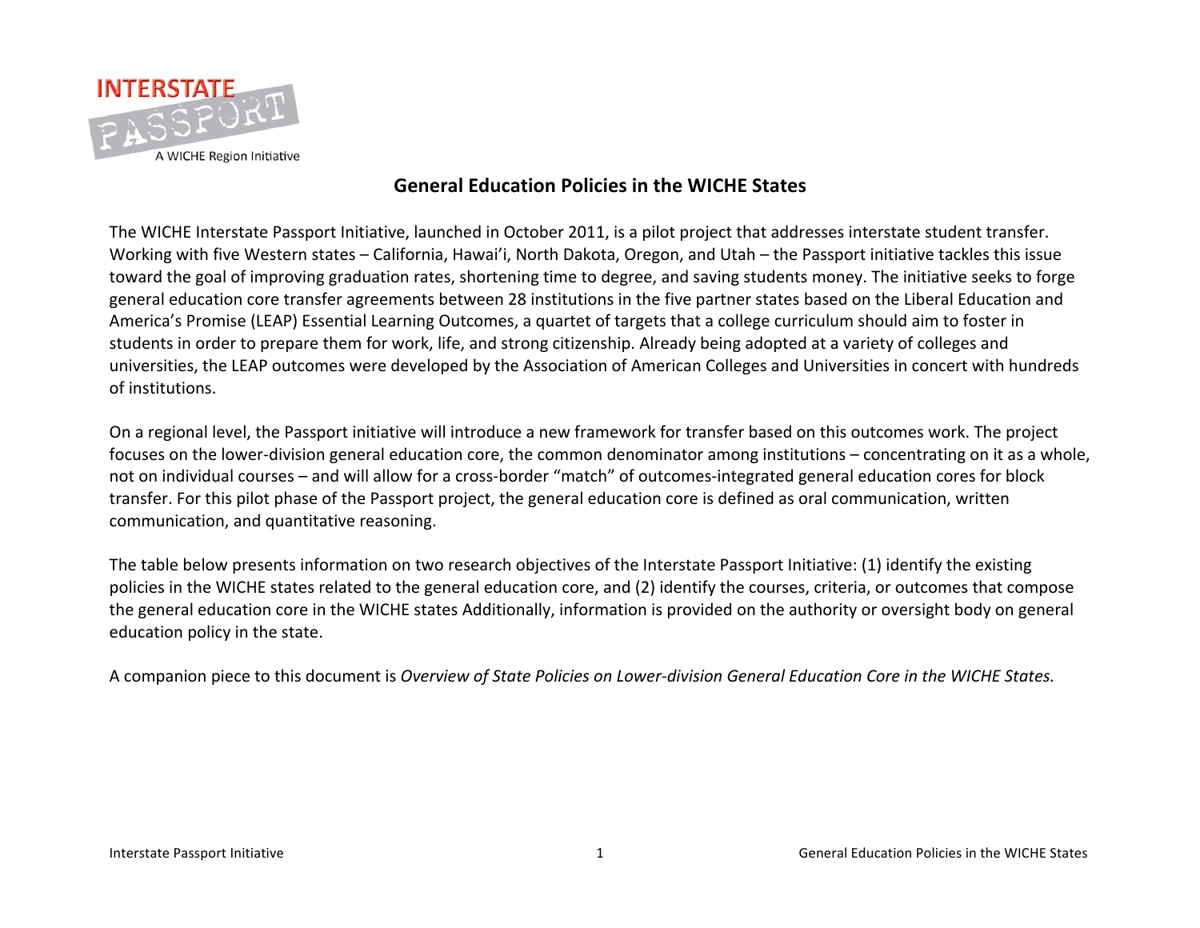INTERSTATE PASSPORT

A WICHE Region Initiative

# General Education Policies in the WICHE States

The WICHE Interstate Passport Initiative, launched in October 2011, is a pilot project that addresses interstate student transfer. Working with five Western states – California, Hawai'i, North Dakota, Oregon, and Utah – the Passport initiative tackles this issue toward the goal of improving graduation rates, shortening time to degree, and saving students money. The initiative seeks to forge general education core transfer agreements between 28 institutions in the five partner states based on the Liberal Education and America's Promise (LEAP) Essential Learning Outcomes, a quartet of targets that a college curriculum should aim to foster in students in order to prepare them for work, life, and strong citizenship. Already being adopted at a variety of colleges and universities, the LEAP outcomes were developed by the Association of American Colleges and Universities in concert with hundreds of institutions.

On a regional level, the Passport initiative will introduce a new framework for transfer based on this outcomes work. The project focuses on the lower-division general education core, the common denominator among institutions – concentrating on it as a whole, not on individual courses – and will allow for a cross-border "match" of outcomes-integrated general education cores for block transfer. For this pilot phase of the Passport project, the general education core is defined as oral communication, written communication, and quantitative reasoning.

The table below presents information on two research objectives of the Interstate Passport Initiative: (1) identify the existing policies in the WICHE states related to the general education core, and (2) identify the courses, criteria, or outcomes that compose the general education core in the WICHE states Additionally, information is provided on the authority or oversight body on general education policy in the state.

A companion piece to this document is *Overview of State Policies on Lower-division General Education Core in the WICHE States.*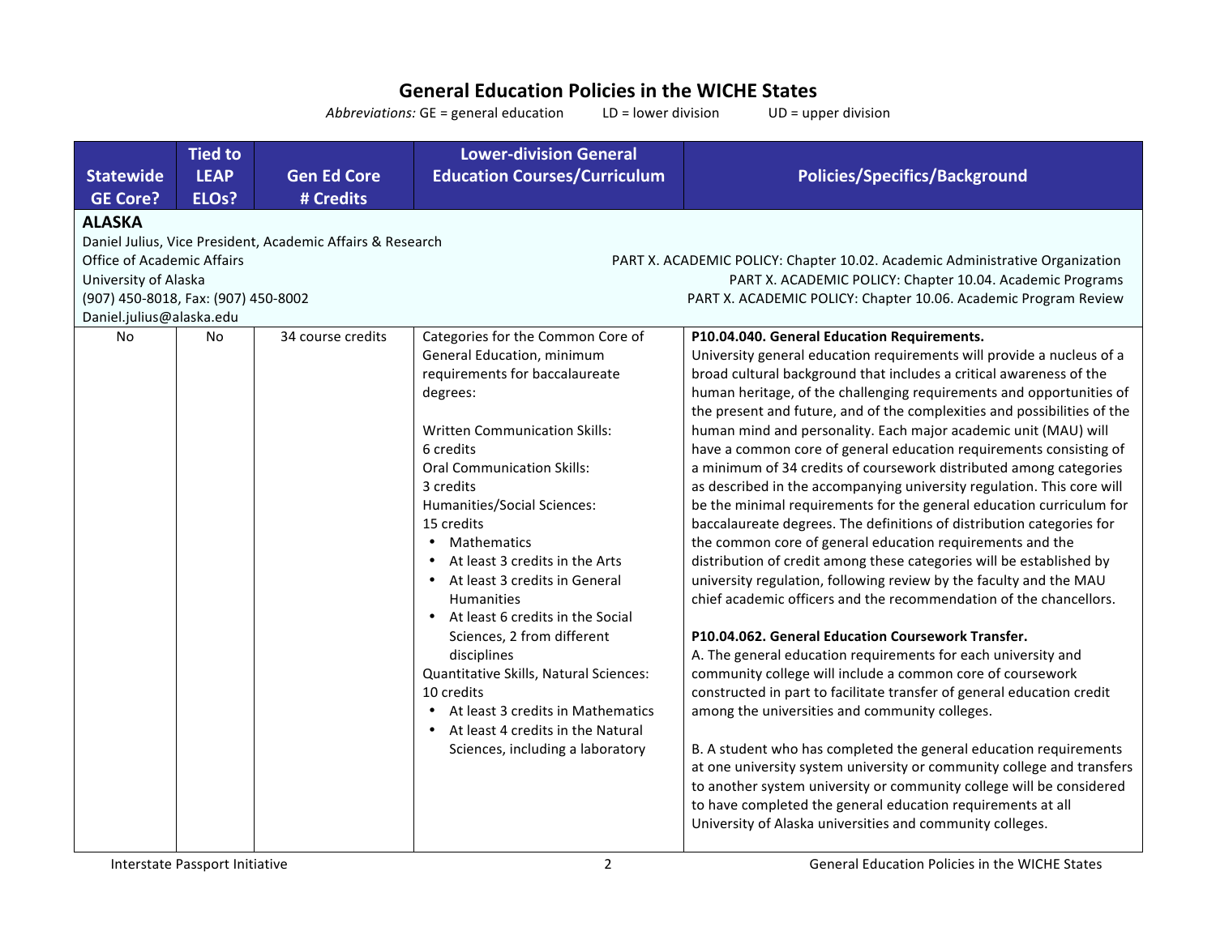# General Education Policies in the WICHE States

*Abbreviations:* GE = general education LD = lower division UD = upper division

| Statewide GE Core? | Tied to LEAP ELOs? | Gen Ed Core # Credits | Lower-division General Education Courses/Curriculum | Policies/Specifics/Background |
|---|---|---|---|---|
| **ALASKA**<br>Daniel Julius, Vice President, Academic Affairs & Research<br>Office of Academic Affairs<br>University of Alaska<br>(907) 450-8018, Fax: (907) 450-8002<br>Daniel.julius@alaska.edu | | | | PART X. ACADEMIC POLICY: Chapter 10.02. Academic Administrative Organization<br>PART X. ACADEMIC POLICY: Chapter 10.04. Academic Programs<br>PART X. ACADEMIC POLICY: Chapter 10.06. Academic Program Review |
| No | No | 34 course credits | Categories for the Common Core of General Education, minimum requirements for baccalaureate degrees:<br><br>Written Communication Skills: 6 credits<br>Oral Communication Skills: 3 credits<br>Humanities/Social Sciences: 15 credits<br>• Mathematics<br>• At least 3 credits in the Arts<br>• At least 3 credits in General Humanities<br>• At least 6 credits in the Social Sciences, 2 from different disciplines<br>Quantitative Skills, Natural Sciences: 10 credits<br>• At least 3 credits in Mathematics<br>• At least 4 credits in the Natural Sciences, including a laboratory | **P10.04.040. General Education Requirements.**<br>University general education requirements will provide a nucleus of a broad cultural background that includes a critical awareness of the human heritage, of the challenging requirements and opportunities of the present and future, and of the complexities and possibilities of the human mind and personality. Each major academic unit (MAU) will have a common core of general education requirements consisting of a minimum of 34 credits of coursework distributed among categories as described in the accompanying university regulation. This core will be the minimal requirements for the general education curriculum for baccalaureate degrees. The definitions of distribution categories for the common core of general education requirements and the distribution of credit among these categories will be established by university regulation, following review by the faculty and the MAU chief academic officers and the recommendation of the chancellors.<br><br>**P10.04.062. General Education Coursework Transfer.**<br>A. The general education requirements for each university and community college will include a common core of coursework constructed in part to facilitate transfer of general education credit among the universities and community colleges.<br><br>B. A student who has completed the general education requirements at one university system university or community college and transfers to another system university or community college will be considered to have completed the general education requirements at all University of Alaska universities and community colleges. |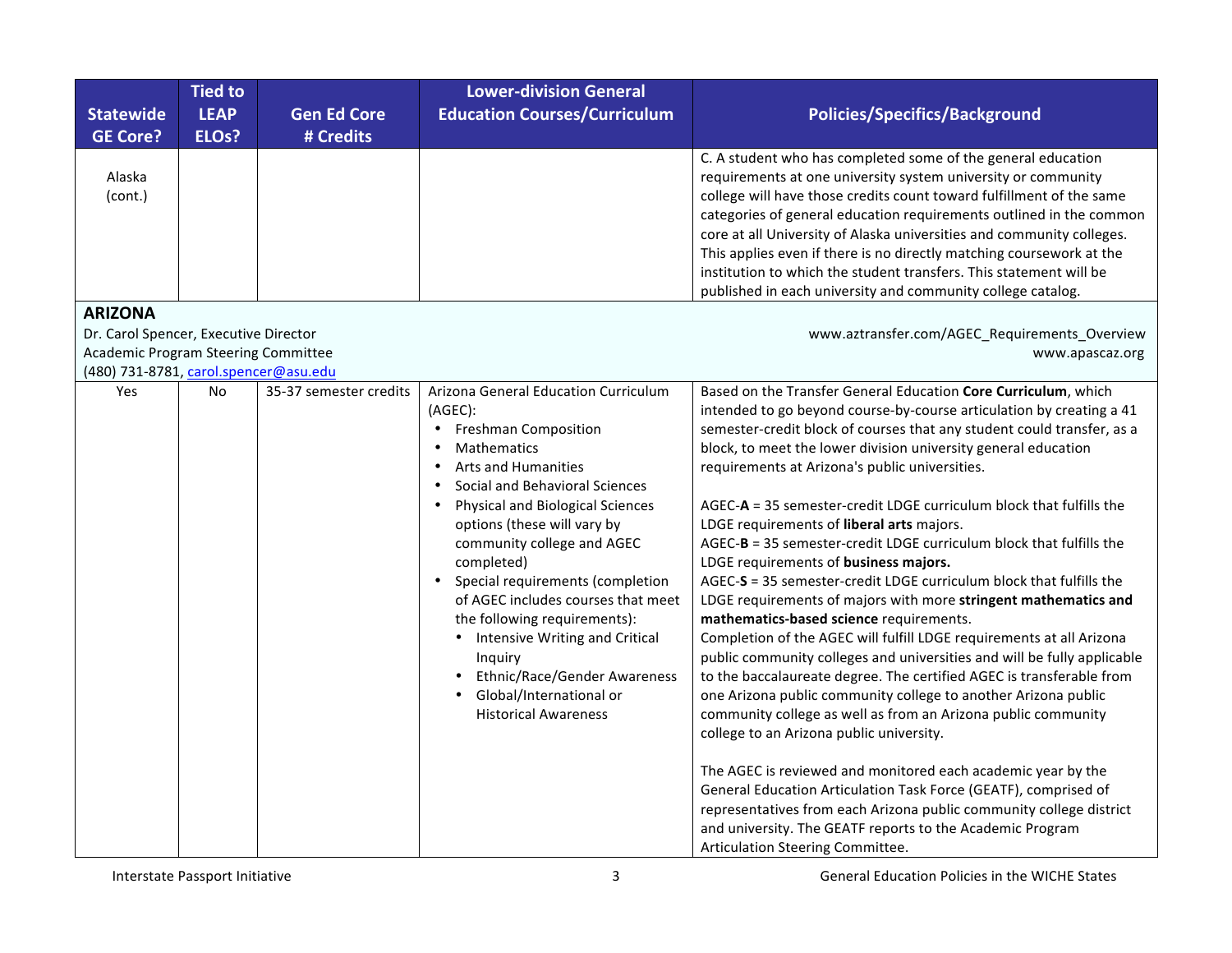| Statewide GE Core? | Tied to LEAP ELOs? | Gen Ed Core # Credits | Lower-division General Education Courses/Curriculum | Policies/Specifics/Background |
|---|---|---|---|---|
| Alaska (cont.) | | | | C. A student who has completed some of the general education requirements at one university system university or community college will have those credits count toward fulfillment of the same categories of general education requirements outlined in the common core at all University of Alaska universities and community colleges. This applies even if there is no directly matching coursework at the institution to which the student transfers. This statement will be published in each university and community college catalog. |
| **ARIZONA**<br>Dr. Carol Spencer, Executive Director<br>Academic Program Steering Committee<br>(480) 731-8781, carol.spencer@asu.edu | | | | www.aztransfer.com/AGEC_Requirements_Overview<br>www.apascaz.org |
| Yes | No | 35-37 semester credits | Arizona General Education Curriculum (AGEC):<br>• Freshman Composition<br>• Mathematics<br>• Arts and Humanities<br>• Social and Behavioral Sciences<br>• Physical and Biological Sciences options (these will vary by community college and AGEC completed)<br>• Special requirements (completion of AGEC includes courses that meet the following requirements):<br>&nbsp;&nbsp;• Intensive Writing and Critical Inquiry<br>&nbsp;&nbsp;• Ethnic/Race/Gender Awareness<br>&nbsp;&nbsp;• Global/International or Historical Awareness | Based on the Transfer General Education **Core Curriculum**, which intended to go beyond course-by-course articulation by creating a 41 semester-credit block of courses that any student could transfer, as a block, to meet the lower division university general education requirements at Arizona's public universities.<br><br>AGEC-**A** = 35 semester-credit LDGE curriculum block that fulfills the LDGE requirements of **liberal arts** majors.<br>AGEC-**B** = 35 semester-credit LDGE curriculum block that fulfills the LDGE requirements of **business majors.**<br>AGEC-**S** = 35 semester-credit LDGE curriculum block that fulfills the LDGE requirements of majors with more **stringent mathematics and mathematics-based science** requirements.<br>Completion of the AGEC will fulfill LDGE requirements at all Arizona public community colleges and universities and will be fully applicable to the baccalaureate degree. The certified AGEC is transferable from one Arizona public community college to another Arizona public community college as well as from an Arizona public community college to an Arizona public university.<br><br>The AGEC is reviewed and monitored each academic year by the General Education Articulation Task Force (GEATF), comprised of representatives from each Arizona public community college district and university. The GEATF reports to the Academic Program Articulation Steering Committee. |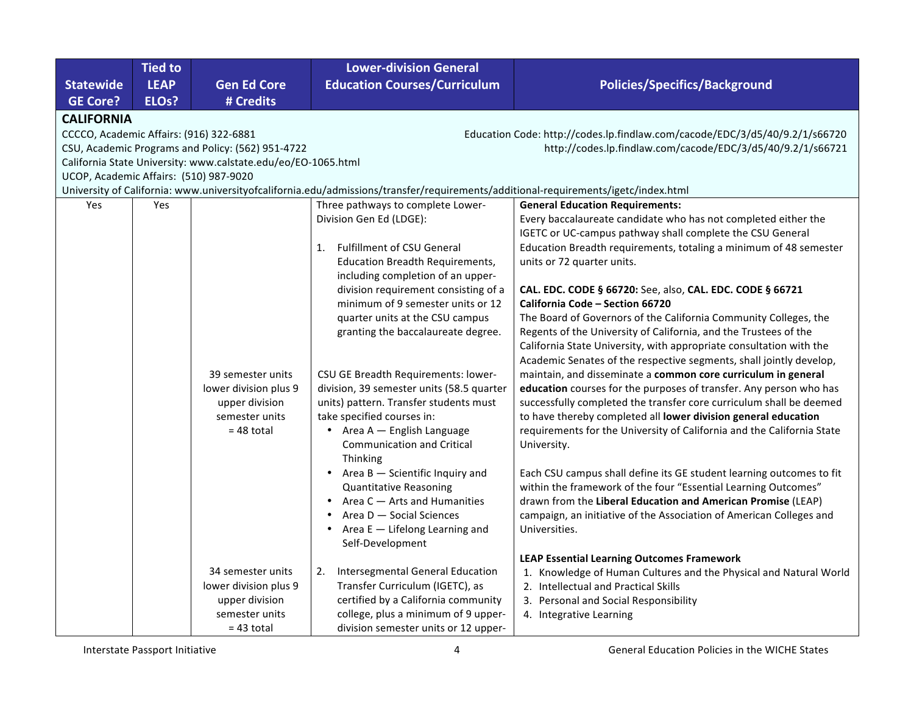| Statewide GE Core? | Tied to LEAP ELOs? | Gen Ed Core # Credits | Lower-division General Education Courses/Curriculum | Policies/Specifics/Background |
|---|---|---|---|---|
| **CALIFORNIA** CCCCO, Academic Affairs: (916) 322-6881 CSU, Academic Programs and Policy: (562) 951-4722 California State University: www.calstate.edu/eo/EO-1065.html UCOP, Academic Affairs: (510) 987-9020 University of California: www.universityofcalifornia.edu/admissions/transfer/requirements/additional-requirements/igetc/index.html | | | | Education Code: http://codes.lp.findlaw.com/cacode/EDC/3/d5/40/9.2/1/s66720 http://codes.lp.findlaw.com/cacode/EDC/3/d5/40/9.2/1/s66721 |
| Yes | Yes | 39 semester units lower division plus 9 upper division semester units = 48 total<br><br>34 semester units lower division plus 9 upper division semester units = 43 total | Three pathways to complete Lower-Division Gen Ed (LDGE):<br><br>1. Fulfillment of CSU General Education Breadth Requirements, including completion of an upper-division requirement consisting of a minimum of 9 semester units or 12 quarter units at the CSU campus granting the baccalaureate degree.<br><br>CSU GE Breadth Requirements: lower-division, 39 semester units (58.5 quarter units) pattern. Transfer students must take specified courses in:<br>• Area A — English Language Communication and Critical Thinking<br>• Area B — Scientific Inquiry and Quantitative Reasoning<br>• Area C — Arts and Humanities<br>• Area D — Social Sciences<br>• Area E — Lifelong Learning and Self-Development<br><br>2. Intersegmental General Education Transfer Curriculum (IGETC), as certified by a California community college, plus a minimum of 9 upper-division semester units or 12 upper- | **General Education Requirements:**<br>Every baccalaureate candidate who has not completed either the IGETC or UC-campus pathway shall complete the CSU General Education Breadth requirements, totaling a minimum of 48 semester units or 72 quarter units.<br><br>**CAL. EDC. CODE § 66720:** See, also, **CAL. EDC. CODE § 66721**<br>**California Code – Section 66720**<br>The Board of Governors of the California Community Colleges, the Regents of the University of California, and the Trustees of the California State University, with appropriate consultation with the Academic Senates of the respective segments, shall jointly develop, maintain, and disseminate a **common core curriculum in general education** courses for the purposes of transfer. Any person who has successfully completed the transfer core curriculum shall be deemed to have thereby completed all **lower division general education** requirements for the University of California and the California State University.<br><br>Each CSU campus shall define its GE student learning outcomes to fit within the framework of the four "Essential Learning Outcomes" drawn from the **Liberal Education and American Promise** (LEAP) campaign, an initiative of the Association of American Colleges and Universities.<br><br>**LEAP Essential Learning Outcomes Framework**<br>1. Knowledge of Human Cultures and the Physical and Natural World<br>2. Intellectual and Practical Skills<br>3. Personal and Social Responsibility<br>4. Integrative Learning |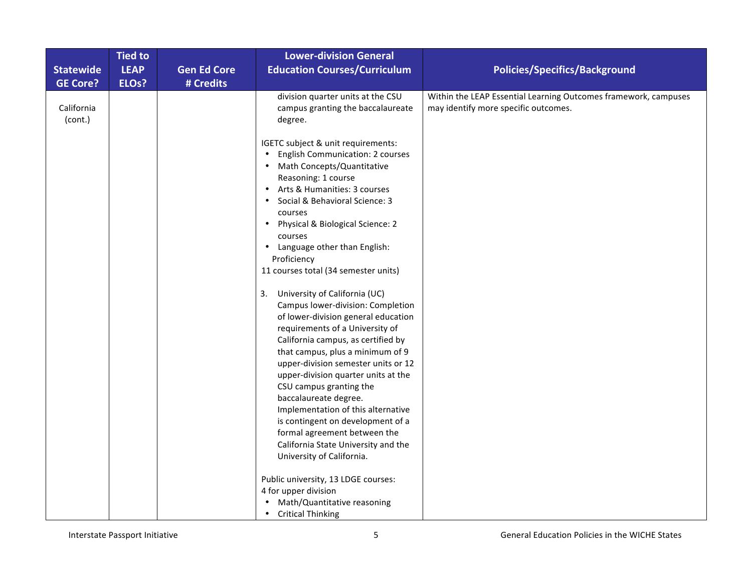| Statewide GE Core? | Tied to LEAP ELOs? | Gen Ed Core # Credits | Lower-division General Education Courses/Curriculum | Policies/Specifics/Background |
|---|---|---|---|---|
| California (cont.) | | | division quarter units at the CSU campus granting the baccalaureate degree.<br><br>IGETC subject & unit requirements:<br>• English Communication: 2 courses<br>• Math Concepts/Quantitative Reasoning: 1 course<br>• Arts & Humanities: 3 courses<br>• Social & Behavioral Science: 3 courses<br>• Physical & Biological Science: 2 courses<br>• Language other than English: Proficiency<br>11 courses total (34 semester units)<br><br>3. University of California (UC) Campus lower-division: Completion of lower-division general education requirements of a University of California campus, as certified by that campus, plus a minimum of 9 upper-division semester units or 12 upper-division quarter units at the CSU campus granting the baccalaureate degree. Implementation of this alternative is contingent on development of a formal agreement between the California State University and the University of California.<br><br>Public university, 13 LDGE courses:<br>4 for upper division<br>• Math/Quantitative reasoning<br>• Critical Thinking | Within the LEAP Essential Learning Outcomes framework, campuses may identify more specific outcomes. |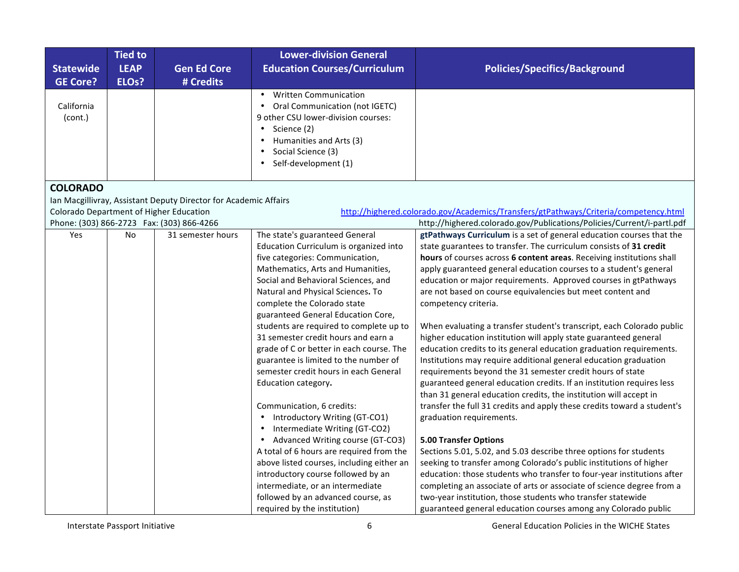| Statewide GE Core? | Tied to LEAP ELOs? | Gen Ed Core # Credits | Lower-division General Education Courses/Curriculum | Policies/Specifics/Background |
|---|---|---|---|---|
| California (cont.) | | | • Written Communication<br>• Oral Communication (not IGETC)<br>9 other CSU lower-division courses:<br>• Science (2)<br>• Humanities and Arts (3)<br>• Social Science (3)<br>• Self-development (1) | |
| **COLORADO**<br>Ian Macgillivray, Assistant Deputy Director for Academic Affairs<br>Colorado Department of Higher Education<br>Phone: (303) 866-2723 Fax: (303) 866-4266 | | | | http://highered.colorado.gov/Academics/Transfers/gtPathways/Criteria/competency.html<br>http://highered.colorado.gov/Publications/Policies/Current/i-partl.pdf |
| Yes | No | 31 semester hours | The state's guaranteed General Education Curriculum is organized into five categories: Communication, Mathematics, Arts and Humanities, Social and Behavioral Sciences, and Natural and Physical Sciences**.** To complete the Colorado state guaranteed General Education Core, students are required to complete up to 31 semester credit hours and earn a grade of C or better in each course. The guarantee is limited to the number of semester credit hours in each General Education category**.**<br><br>Communication, 6 credits:<br>• Introductory Writing (GT-CO1)<br>• Intermediate Writing (GT-CO2)<br>• Advanced Writing course (GT-CO3)<br>A total of 6 hours are required from the above listed courses, including either an introductory course followed by an intermediate, or an intermediate followed by an advanced course, as required by the institution) | **gtPathways Curriculum** is a set of general education courses that the state guarantees to transfer. The curriculum consists of **31 credit hours** of courses across **6 content areas**. Receiving institutions shall apply guaranteed general education courses to a student's general education or major requirements. Approved courses in gtPathways are not based on course equivalencies but meet content and competency criteria.<br><br>When evaluating a transfer student's transcript, each Colorado public higher education institution will apply state guaranteed general education credits to its general education graduation requirements. Institutions may require additional general education graduation requirements beyond the 31 semester credit hours of state guaranteed general education credits. If an institution requires less than 31 general education credits, the institution will accept in transfer the full 31 credits and apply these credits toward a student's graduation requirements.<br><br>**5.00 Transfer Options**<br>Sections 5.01, 5.02, and 5.03 describe three options for students seeking to transfer among Colorado's public institutions of higher education: those students who transfer to four-year institutions after completing an associate of arts or associate of science degree from a two-year institution, those students who transfer statewide guaranteed general education courses among any Colorado public |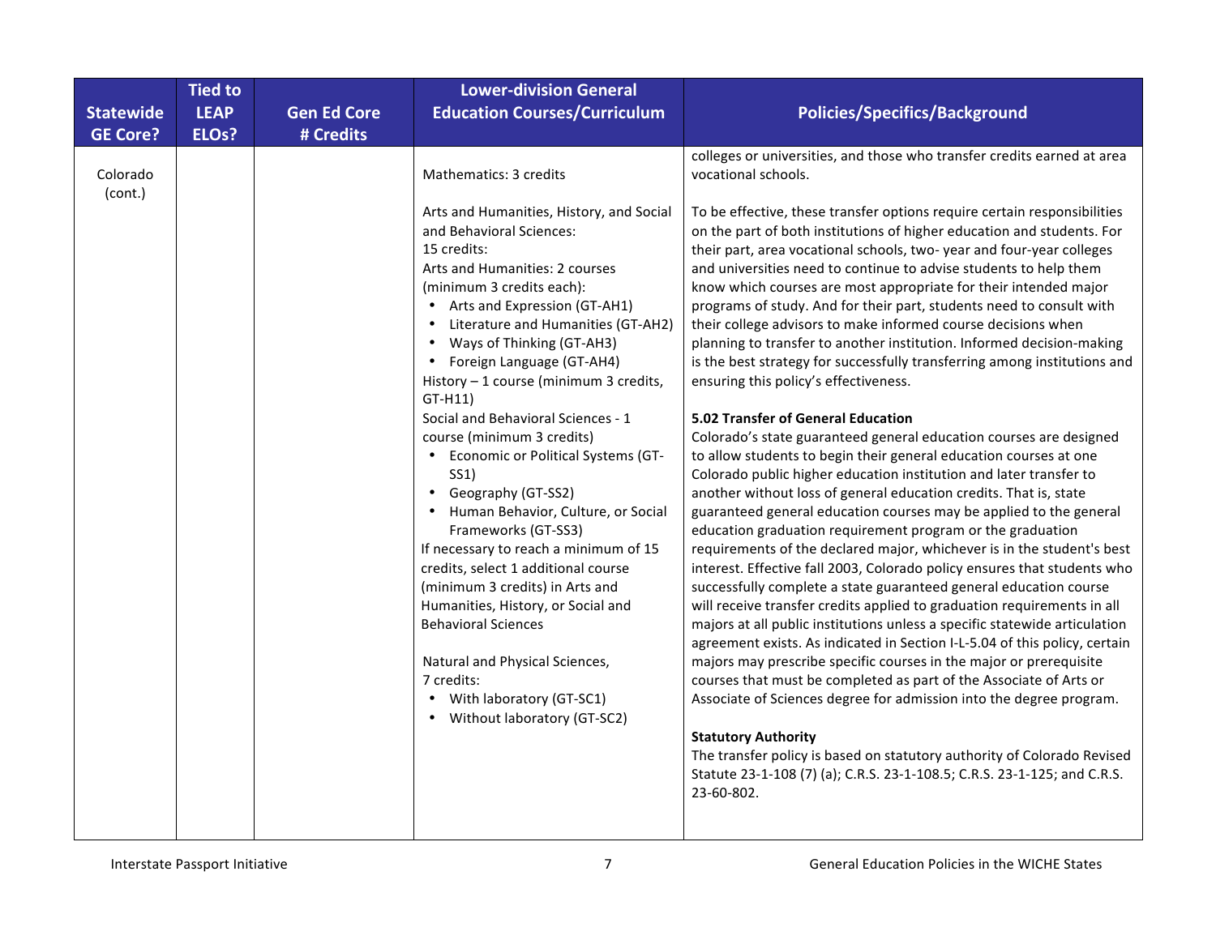| Statewide GE Core? | Tied to LEAP ELOs? | Gen Ed Core # Credits | Lower-division General Education Courses/Curriculum | Policies/Specifics/Background |
|---|---|---|---|---|
| Colorado (cont.) | | | Mathematics: 3 credits<br><br>Arts and Humanities, History, and Social and Behavioral Sciences:<br>15 credits:<br>Arts and Humanities: 2 courses (minimum 3 credits each):<br>• Arts and Expression (GT-AH1)<br>• Literature and Humanities (GT-AH2)<br>• Ways of Thinking (GT-AH3)<br>• Foreign Language (GT-AH4)<br>History – 1 course (minimum 3 credits, GT-H11)<br>Social and Behavioral Sciences - 1 course (minimum 3 credits)<br>• Economic or Political Systems (GT-SS1)<br>• Geography (GT-SS2)<br>• Human Behavior, Culture, or Social Frameworks (GT-SS3)<br>If necessary to reach a minimum of 15 credits, select 1 additional course (minimum 3 credits) in Arts and Humanities, History, or Social and Behavioral Sciences<br><br>Natural and Physical Sciences,<br>7 credits:<br>• With laboratory (GT-SC1)<br>• Without laboratory (GT-SC2) | colleges or universities, and those who transfer credits earned at area vocational schools.<br><br>To be effective, these transfer options require certain responsibilities on the part of both institutions of higher education and students. For their part, area vocational schools, two- year and four-year colleges and universities need to continue to advise students to help them know which courses are most appropriate for their intended major programs of study. And for their part, students need to consult with their college advisors to make informed course decisions when planning to transfer to another institution. Informed decision-making is the best strategy for successfully transferring among institutions and ensuring this policy's effectiveness.<br><br>**5.02 Transfer of General Education**<br>Colorado's state guaranteed general education courses are designed to allow students to begin their general education courses at one Colorado public higher education institution and later transfer to another without loss of general education credits. That is, state guaranteed general education courses may be applied to the general education graduation requirement program or the graduation requirements of the declared major, whichever is in the student's best interest. Effective fall 2003, Colorado policy ensures that students who successfully complete a state guaranteed general education course will receive transfer credits applied to graduation requirements in all majors at all public institutions unless a specific statewide articulation agreement exists. As indicated in Section I-L-5.04 of this policy, certain majors may prescribe specific courses in the major or prerequisite courses that must be completed as part of the Associate of Arts or Associate of Sciences degree for admission into the degree program.<br><br>**Statutory Authority**<br>The transfer policy is based on statutory authority of Colorado Revised Statute 23-1-108 (7) (a); C.R.S. 23-1-108.5; C.R.S. 23-1-125; and C.R.S. 23-60-802. |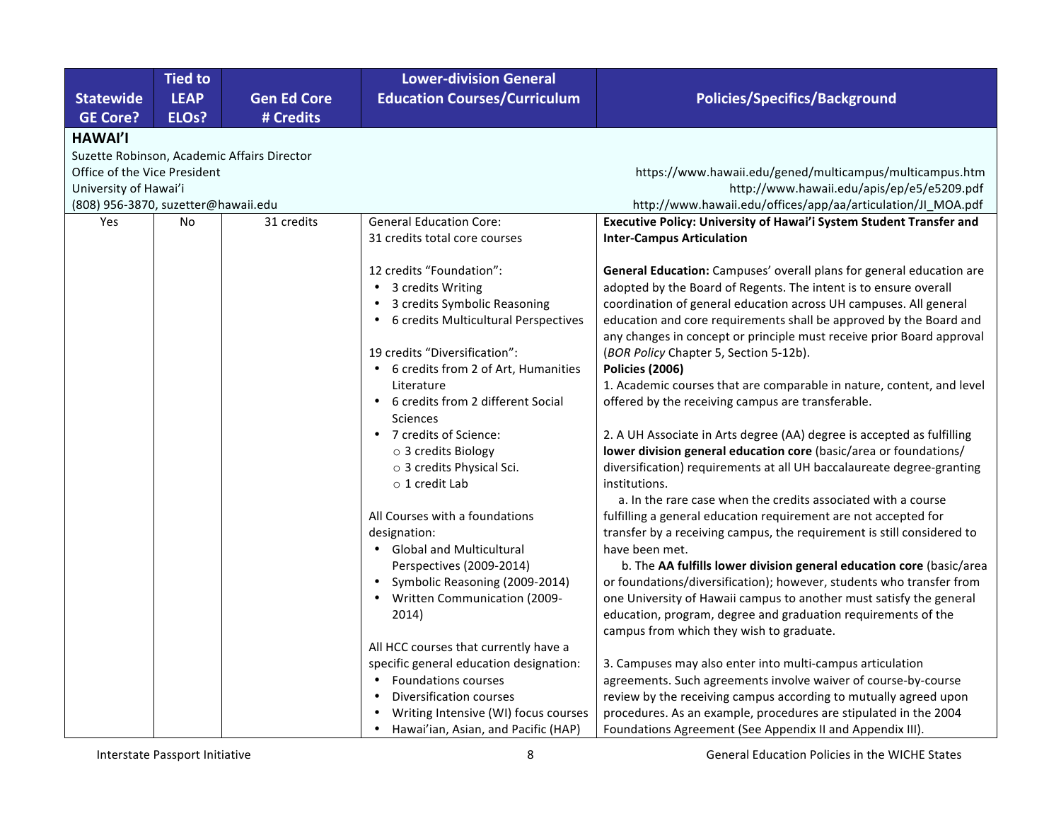| Statewide GE Core? | Tied to LEAP ELOs? | Gen Ed Core # Credits | Lower-division General Education Courses/Curriculum | Policies/Specifics/Background |
|---|---|---|---|---|
| **HAWAI'I**<br>Suzette Robinson, Academic Affairs Director<br>Office of the Vice President<br>University of Hawai'i<br>(808) 956-3870, suzetter@hawaii.edu | | | | https://www.hawaii.edu/gened/multicampus/multicampus.htm<br>http://www.hawaii.edu/apis/ep/e5/e5209.pdf<br>http://www.hawaii.edu/offices/app/aa/articulation/JI_MOA.pdf |
| Yes | No | 31 credits | General Education Core:<br>31 credits total core courses<br><br>12 credits "Foundation":<br>• 3 credits Writing<br>• 3 credits Symbolic Reasoning<br>• 6 credits Multicultural Perspectives<br><br>19 credits "Diversification":<br>• 6 credits from 2 of Art, Humanities Literature<br>• 6 credits from 2 different Social Sciences<br>• 7 credits of Science:<br>  ○ 3 credits Biology<br>  ○ 3 credits Physical Sci.<br>  ○ 1 credit Lab<br><br>All Courses with a foundations designation:<br>• Global and Multicultural Perspectives (2009-2014)<br>• Symbolic Reasoning (2009-2014)<br>• Written Communication (2009-2014)<br><br>All HCC courses that currently have a specific general education designation:<br>• Foundations courses<br>• Diversification courses<br>• Writing Intensive (WI) focus courses<br>• Hawai'ian, Asian, and Pacific (HAP) | **Executive Policy: University of Hawai'i System Student Transfer and Inter-Campus Articulation**<br><br>**General Education:** Campuses' overall plans for general education are adopted by the Board of Regents. The intent is to ensure overall coordination of general education across UH campuses. All general education and core requirements shall be approved by the Board and any changes in concept or principle must receive prior Board approval (*BOR Policy* Chapter 5, Section 5-12b).<br>**Policies (2006)**<br>1. Academic courses that are comparable in nature, content, and level offered by the receiving campus are transferable.<br><br>2. A UH Associate in Arts degree (AA) degree is accepted as fulfilling **lower division general education core** (basic/area or foundations/diversification) requirements at all UH baccalaureate degree-granting institutions.<br>a. In the rare case when the credits associated with a course fulfilling a general education requirement are not accepted for transfer by a receiving campus, the requirement is still considered to have been met.<br>b. The **AA fulfills lower division general education core** (basic/area or foundations/diversification); however, students who transfer from one University of Hawaii campus to another must satisfy the general education, program, degree and graduation requirements of the campus from which they wish to graduate.<br><br>3. Campuses may also enter into multi-campus articulation agreements. Such agreements involve waiver of course-by-course review by the receiving campus according to mutually agreed upon procedures. As an example, procedures are stipulated in the 2004 Foundations Agreement (See Appendix II and Appendix III). |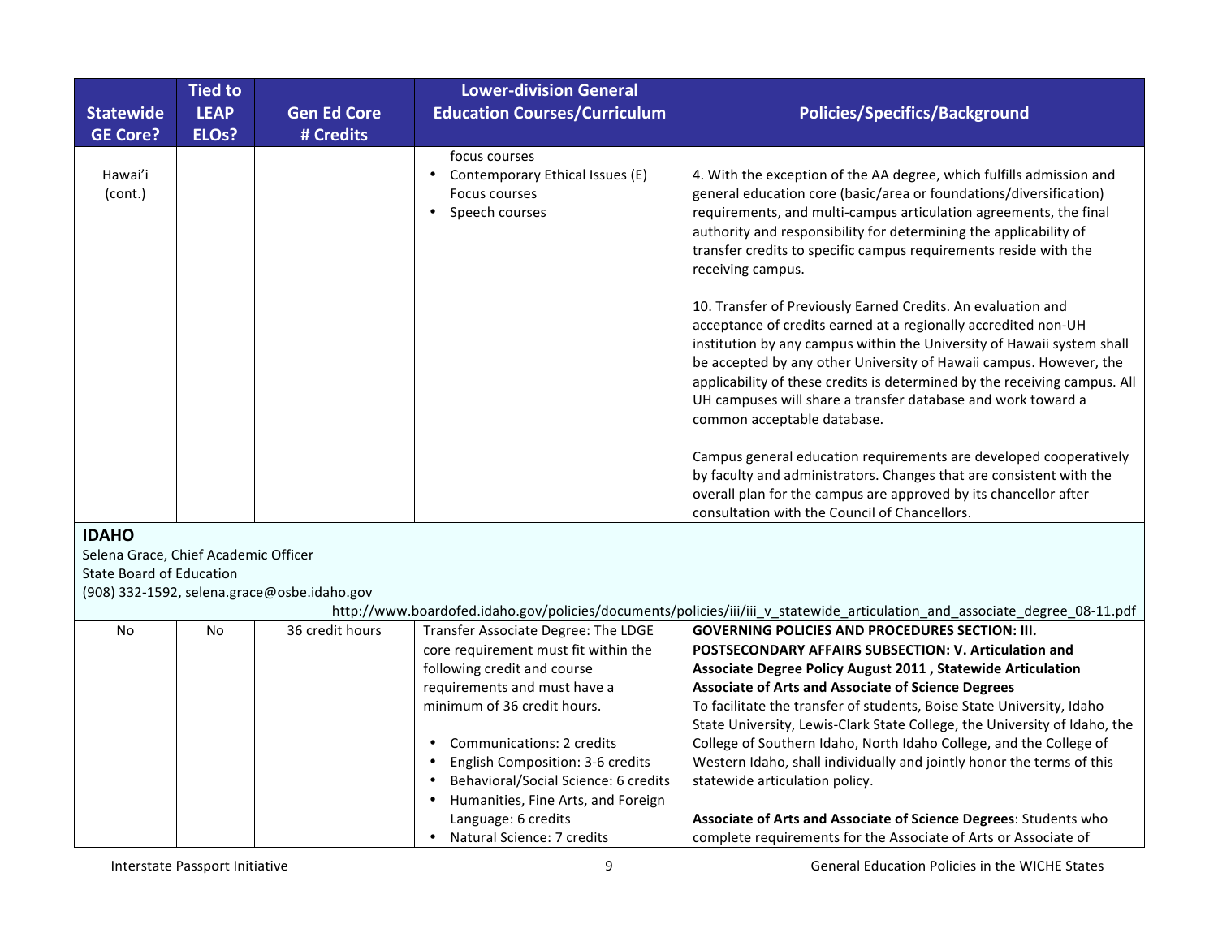| Statewide GE Core? | Tied to LEAP ELOs? | Gen Ed Core # Credits | Lower-division General Education Courses/Curriculum | Policies/Specifics/Background |
|---|---|---|---|---|
| Hawai'i (cont.) | | | focus courses<br>• Contemporary Ethical Issues (E) Focus courses<br>• Speech courses | 4. With the exception of the AA degree, which fulfills admission and general education core (basic/area or foundations/diversification) requirements, and multi-campus articulation agreements, the final authority and responsibility for determining the applicability of transfer credits to specific campus requirements reside with the receiving campus.<br><br>10. Transfer of Previously Earned Credits. An evaluation and acceptance of credits earned at a regionally accredited non-UH institution by any campus within the University of Hawaii system shall be accepted by any other University of Hawaii campus. However, the applicability of these credits is determined by the receiving campus. All UH campuses will share a transfer database and work toward a common acceptable database.<br><br>Campus general education requirements are developed cooperatively by faculty and administrators. Changes that are consistent with the overall plan for the campus are approved by its chancellor after consultation with the Council of Chancellors. |
| **IDAHO**<br>Selena Grace, Chief Academic Officer<br>State Board of Education<br>(908) 332-1592, selena.grace@osbe.idaho.gov<br>http://www.boardofed.idaho.gov/policies/documents/policies/iii/iii_v_statewide_articulation_and_associate_degree_08-11.pdf | | | | |
| No | No | 36 credit hours | Transfer Associate Degree: The LDGE core requirement must fit within the following credit and course requirements and must have a minimum of 36 credit hours.<br><br>• Communications: 2 credits<br>• English Composition: 3-6 credits<br>• Behavioral/Social Science: 6 credits<br>• Humanities, Fine Arts, and Foreign Language: 6 credits<br>• Natural Science: 7 credits | **GOVERNING POLICIES AND PROCEDURES SECTION: III. POSTSECONDARY AFFAIRS SUBSECTION: V. Articulation and Associate Degree Policy August 2011 , Statewide Articulation Associate of Arts and Associate of Science Degrees**<br>To facilitate the transfer of students, Boise State University, Idaho State University, Lewis-Clark State College, the University of Idaho, the College of Southern Idaho, North Idaho College, and the College of Western Idaho, shall individually and jointly honor the terms of this statewide articulation policy.<br><br>**Associate of Arts and Associate of Science Degrees**: Students who complete requirements for the Associate of Arts or Associate of |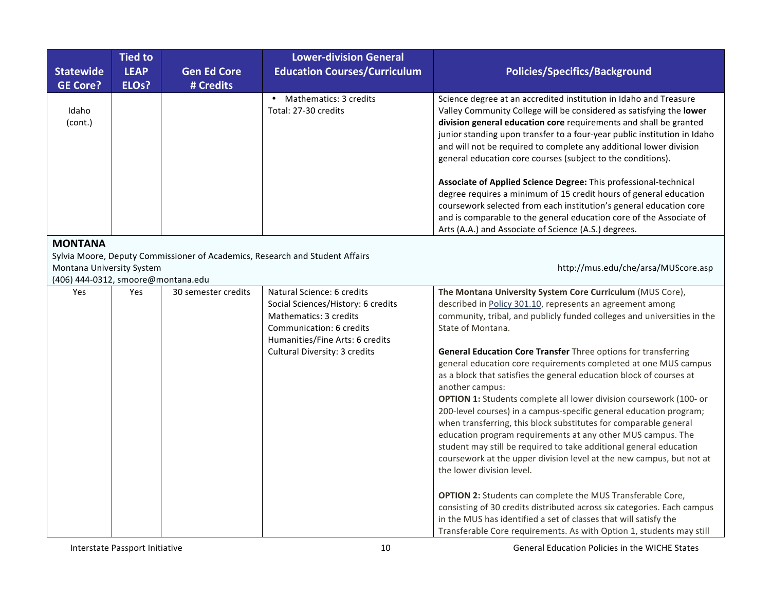| Statewide GE Core? | Tied to LEAP ELOs? | Gen Ed Core # Credits | Lower-division General Education Courses/Curriculum | Policies/Specifics/Background |
|---|---|---|---|---|
| Idaho (cont.) | | | • Mathematics: 3 credits<br>Total: 27-30 credits | Science degree at an accredited institution in Idaho and Treasure Valley Community College will be considered as satisfying the **lower division general education core** requirements and shall be granted junior standing upon transfer to a four-year public institution in Idaho and will not be required to complete any additional lower division general education core courses (subject to the conditions).<br><br>**Associate of Applied Science Degree:** This professional-technical degree requires a minimum of 15 credit hours of general education coursework selected from each institution's general education core and is comparable to the general education core of the Associate of Arts (A.A.) and Associate of Science (A.S.) degrees. |
| **MONTANA**<br>Sylvia Moore, Deputy Commissioner of Academics, Research and Student Affairs<br>Montana University System<br>(406) 444-0312, smoore@montana.edu<br>http://mus.edu/che/arsa/MUScore.asp | | | | |
| Yes | Yes | 30 semester credits | Natural Science: 6 credits<br>Social Sciences/History: 6 credits<br>Mathematics: 3 credits<br>Communication: 6 credits<br>Humanities/Fine Arts: 6 credits<br>Cultural Diversity: 3 credits | **The Montana University System Core Curriculum** (MUS Core), described in Policy 301.10, represents an agreement among community, tribal, and publicly funded colleges and universities in the State of Montana.<br><br>**General Education Core Transfer** Three options for transferring general education core requirements completed at one MUS campus as a block that satisfies the general education block of courses at another campus:<br>**OPTION 1:** Students complete all lower division coursework (100- or 200-level courses) in a campus-specific general education program; when transferring, this block substitutes for comparable general education program requirements at any other MUS campus. The student may still be required to take additional general education coursework at the upper division level at the new campus, but not at the lower division level.<br><br>**OPTION 2:** Students can complete the MUS Transferable Core, consisting of 30 credits distributed across six categories. Each campus in the MUS has identified a set of classes that will satisfy the Transferable Core requirements. As with Option 1, students may still |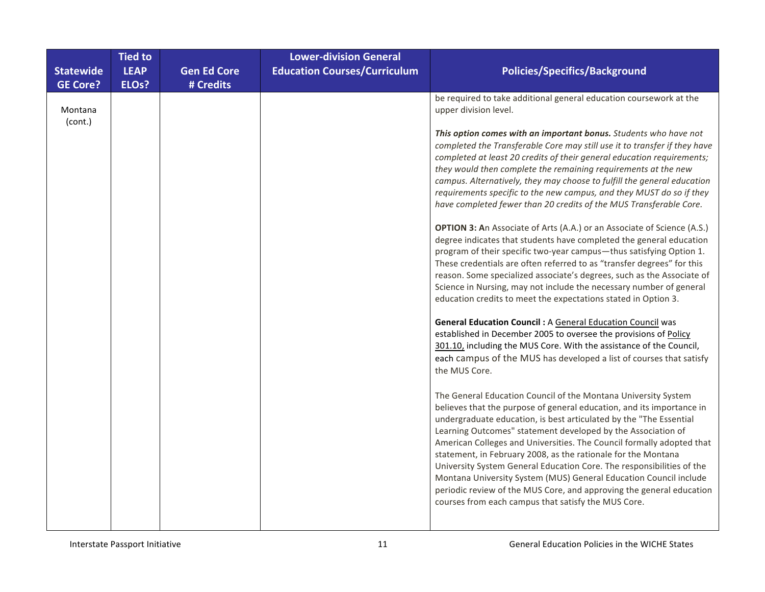| Statewide GE Core? | Tied to LEAP ELOs? | Gen Ed Core # Credits | Lower-division General Education Courses/Curriculum | Policies/Specifics/Background |
|---|---|---|---|---|
| Montana (cont.) | | | | be required to take additional general education coursework at the upper division level.<br><br>***This option comes with an important bonus.*** *Students who have not completed the Transferable Core may still use it to transfer if they have completed at least 20 credits of their general education requirements; they would then complete the remaining requirements at the new campus. Alternatively, they may choose to fulfill the general education requirements specific to the new campus, and they MUST do so if they have completed fewer than 20 credits of the MUS Transferable Core.*<br><br>**OPTION 3: A**n Associate of Arts (A.A.) or an Associate of Science (A.S.) degree indicates that students have completed the general education program of their specific two-year campus—thus satisfying Option 1. These credentials are often referred to as "transfer degrees" for this reason. Some specialized associate's degrees, such as the Associate of Science in Nursing, may not include the necessary number of general education credits to meet the expectations stated in Option 3.<br><br>**General Education Council :** A General Education Council was established in December 2005 to oversee the provisions of Policy 301.10, including the MUS Core. With the assistance of the Council, each campus of the MUS has developed a list of courses that satisfy the MUS Core.<br><br>The General Education Council of the Montana University System believes that the purpose of general education, and its importance in undergraduate education, is best articulated by the "The Essential Learning Outcomes" statement developed by the Association of American Colleges and Universities. The Council formally adopted that statement, in February 2008, as the rationale for the Montana University System General Education Core. The responsibilities of the Montana University System (MUS) General Education Council include periodic review of the MUS Core, and approving the general education courses from each campus that satisfy the MUS Core. |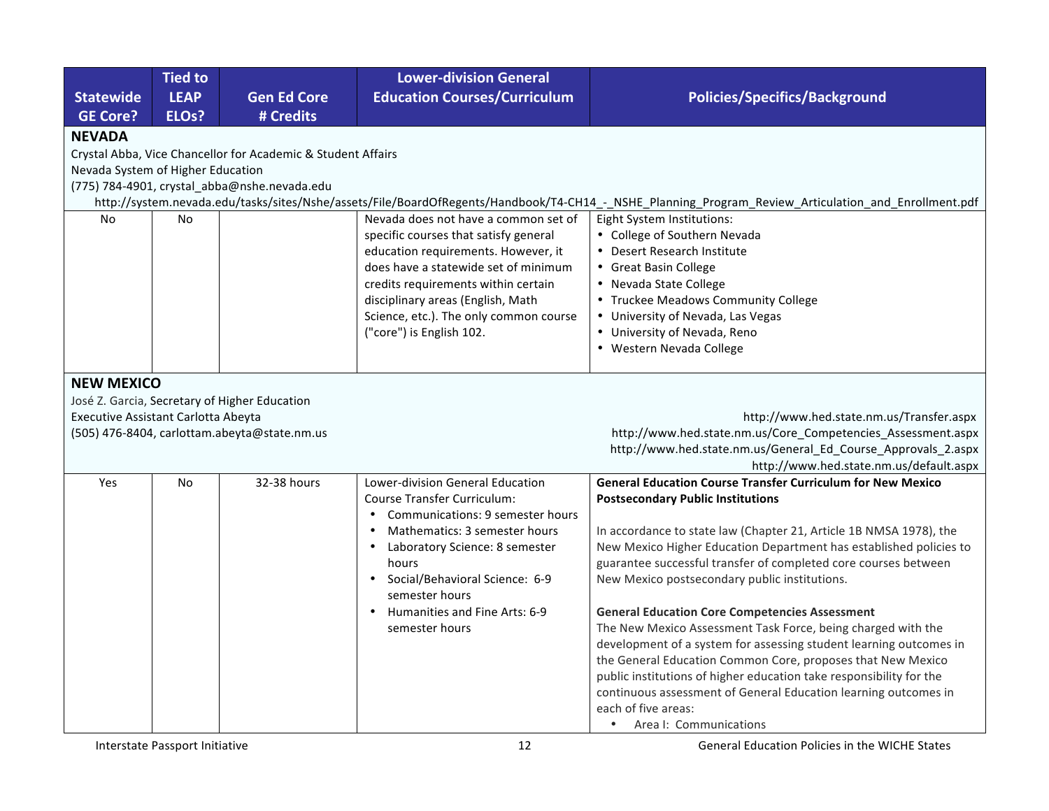| Statewide GE Core? | Tied to LEAP ELOs? | Gen Ed Core # Credits | Lower-division General Education Courses/Curriculum | Policies/Specifics/Background |
|---|---|---|---|---|
| **NEVADA**<br>Crystal Abba, Vice Chancellor for Academic & Student Affairs<br>Nevada System of Higher Education<br>(775) 784-4901, crystal_abba@nshe.nevada.edu<br>http://system.nevada.edu/tasks/sites/Nshe/assets/File/BoardOfRegents/Handbook/T4-CH14_-_NSHE_Planning_Program_Review_Articulation_and_Enrollment.pdf | | | | |
| No | No | | Nevada does not have a common set of specific courses that satisfy general education requirements. However, it does have a statewide set of minimum credits requirements within certain disciplinary areas (English, Math Science, etc.). The only common course ("core") is English 102. | Eight System Institutions:<br>• College of Southern Nevada<br>• Desert Research Institute<br>• Great Basin College<br>• Nevada State College<br>• Truckee Meadows Community College<br>• University of Nevada, Las Vegas<br>• University of Nevada, Reno<br>• Western Nevada College |
| **NEW MEXICO**<br>José Z. Garcia, Secretary of Higher Education<br>Executive Assistant Carlotta Abeyta<br>(505) 476-8404, carlottam.abeyta@state.nm.us<br>http://www.hed.state.nm.us/Transfer.aspx<br>http://www.hed.state.nm.us/Core_Competencies_Assessment.aspx<br>http://www.hed.state.nm.us/General_Ed_Course_Approvals_2.aspx<br>http://www.hed.state.nm.us/default.aspx | | | | |
| Yes | No | 32-38 hours | Lower-division General Education Course Transfer Curriculum:<br>• Communications: 9 semester hours<br>• Mathematics: 3 semester hours<br>• Laboratory Science: 8 semester hours<br>• Social/Behavioral Science: 6-9 semester hours<br>• Humanities and Fine Arts: 6-9 semester hours | **General Education Course Transfer Curriculum for New Mexico Postsecondary Public Institutions**<br><br>In accordance to state law (Chapter 21, Article 1B NMSA 1978), the New Mexico Higher Education Department has established policies to guarantee successful transfer of completed core courses between New Mexico postsecondary public institutions.<br><br>**General Education Core Competencies Assessment**<br>The New Mexico Assessment Task Force, being charged with the development of a system for assessing student learning outcomes in the General Education Common Core, proposes that New Mexico public institutions of higher education take responsibility for the continuous assessment of General Education learning outcomes in each of five areas:<br>• Area I: Communications |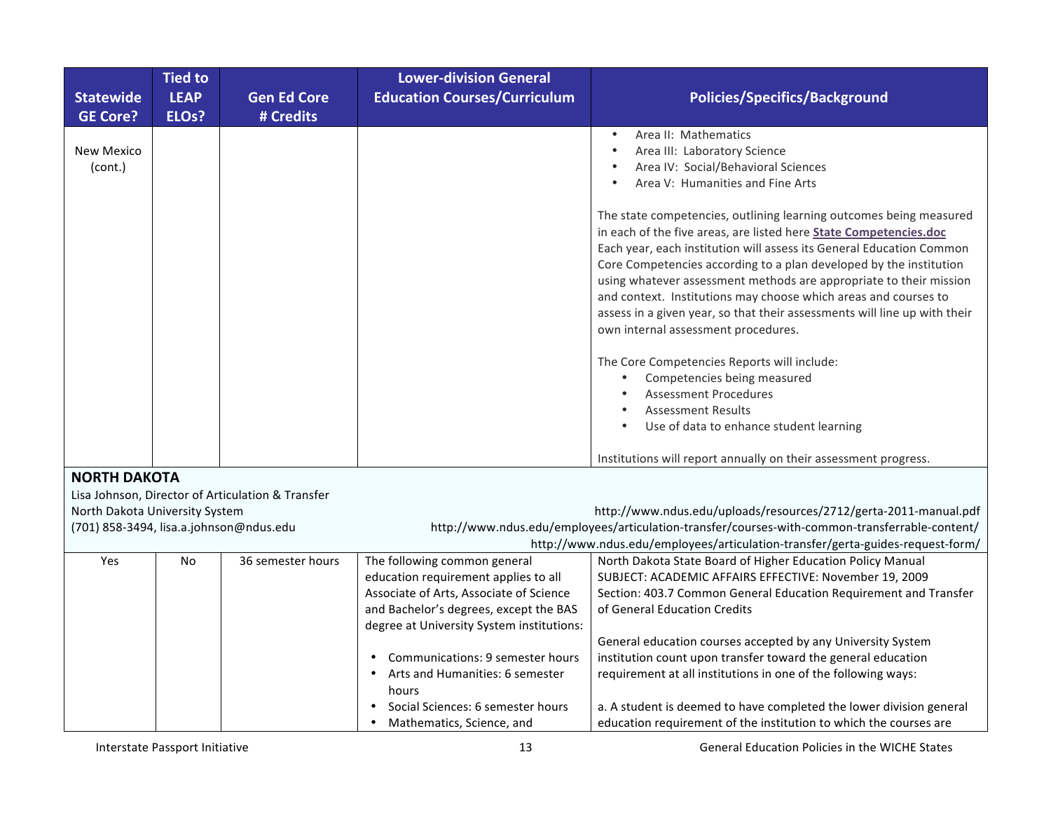| Statewide GE Core? | Tied to LEAP ELOs? | Gen Ed Core # Credits | Lower-division General Education Courses/Curriculum | Policies/Specifics/Background |
|---|---|---|---|---|
| New Mexico (cont.) | | | | • Area II: Mathematics<br>• Area III: Laboratory Science<br>• Area IV: Social/Behavioral Sciences<br>• Area V: Humanities and Fine Arts<br><br>The state competencies, outlining learning outcomes being measured in each of the five areas, are listed here **State Competencies.doc** Each year, each institution will assess its General Education Common Core Competencies according to a plan developed by the institution using whatever assessment methods are appropriate to their mission and context. Institutions may choose which areas and courses to assess in a given year, so that their assessments will line up with their own internal assessment procedures.<br><br>The Core Competencies Reports will include:<br>• Competencies being measured<br>• Assessment Procedures<br>• Assessment Results<br>• Use of data to enhance student learning<br><br>Institutions will report annually on their assessment progress. |
| **NORTH DAKOTA**<br>Lisa Johnson, Director of Articulation & Transfer<br>North Dakota University System<br>(701) 858-3494, lisa.a.johnson@ndus.edu | | | | http://www.ndus.edu/uploads/resources/2712/gerta-2011-manual.pdf<br>http://www.ndus.edu/employees/articulation-transfer/courses-with-common-transferrable-content/<br>http://www.ndus.edu/employees/articulation-transfer/gerta-guides-request-form/ |
| Yes | No | 36 semester hours | The following common general education requirement applies to all Associate of Arts, Associate of Science and Bachelor's degrees, except the BAS degree at University System institutions:<br><br>• Communications: 9 semester hours<br>• Arts and Humanities: 6 semester hours<br>• Social Sciences: 6 semester hours<br>• Mathematics, Science, and | North Dakota State Board of Higher Education Policy Manual SUBJECT: ACADEMIC AFFAIRS EFFECTIVE: November 19, 2009 Section: 403.7 Common General Education Requirement and Transfer of General Education Credits<br><br>General education courses accepted by any University System institution count upon transfer toward the general education requirement at all institutions in one of the following ways:<br><br>a. A student is deemed to have completed the lower division general education requirement of the institution to which the courses are |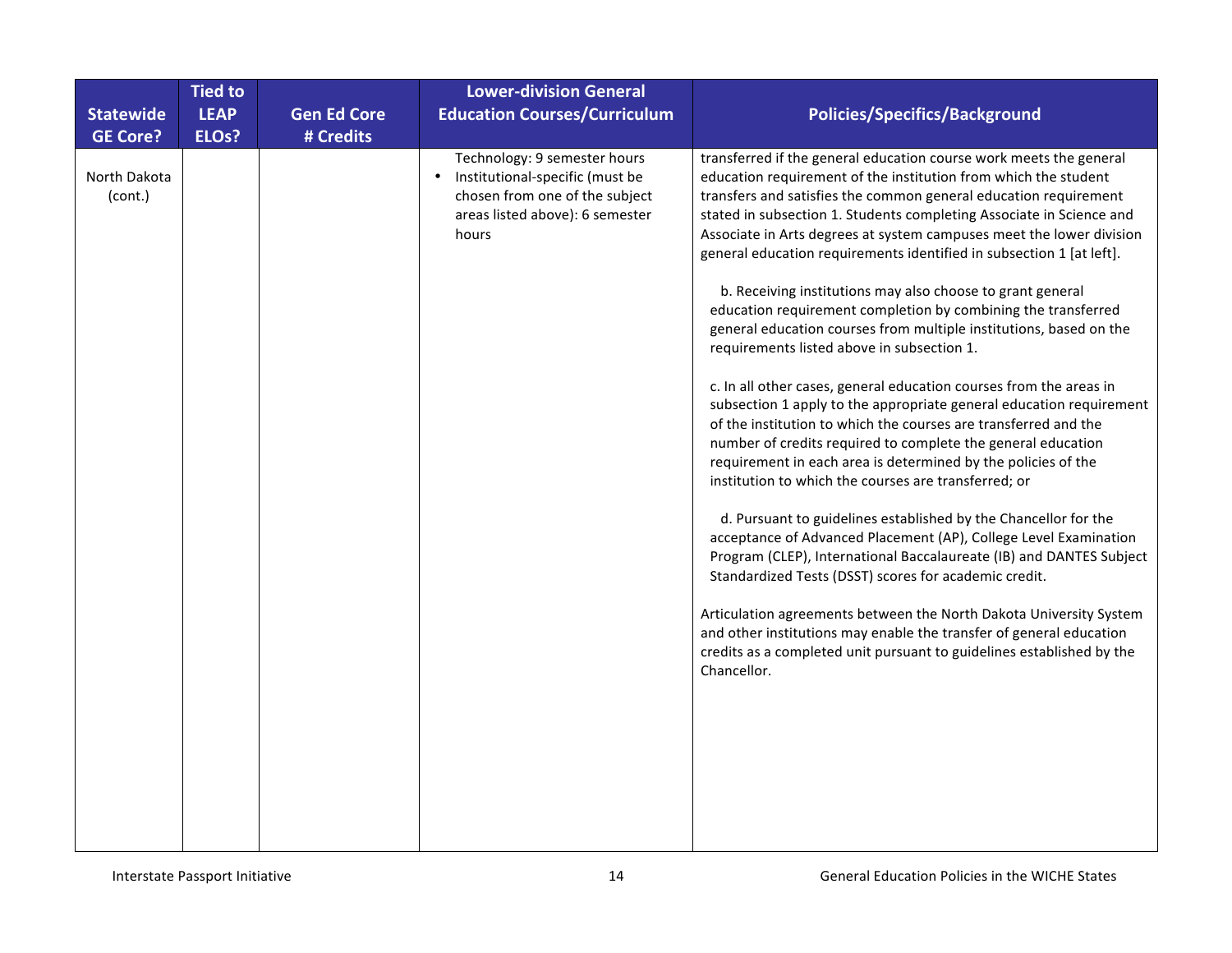| Statewide GE Core? | Tied to LEAP ELOs? | Gen Ed Core # Credits | Lower-division General Education Courses/Curriculum | Policies/Specifics/Background |
|---|---|---|---|---|
| North Dakota (cont.) | | | Technology: 9 semester hours<br>• Institutional-specific (must be chosen from one of the subject areas listed above): 6 semester hours | transferred if the general education course work meets the general education requirement of the institution from which the student transfers and satisfies the common general education requirement stated in subsection 1. Students completing Associate in Science and Associate in Arts degrees at system campuses meet the lower division general education requirements identified in subsection 1 [at left].<br><br>b. Receiving institutions may also choose to grant general education requirement completion by combining the transferred general education courses from multiple institutions, based on the requirements listed above in subsection 1.<br><br>c. In all other cases, general education courses from the areas in subsection 1 apply to the appropriate general education requirement of the institution to which the courses are transferred and the number of credits required to complete the general education requirement in each area is determined by the policies of the institution to which the courses are transferred; or<br><br>d. Pursuant to guidelines established by the Chancellor for the acceptance of Advanced Placement (AP), College Level Examination Program (CLEP), International Baccalaureate (IB) and DANTES Subject Standardized Tests (DSST) scores for academic credit.<br><br>Articulation agreements between the North Dakota University System and other institutions may enable the transfer of general education credits as a completed unit pursuant to guidelines established by the Chancellor. |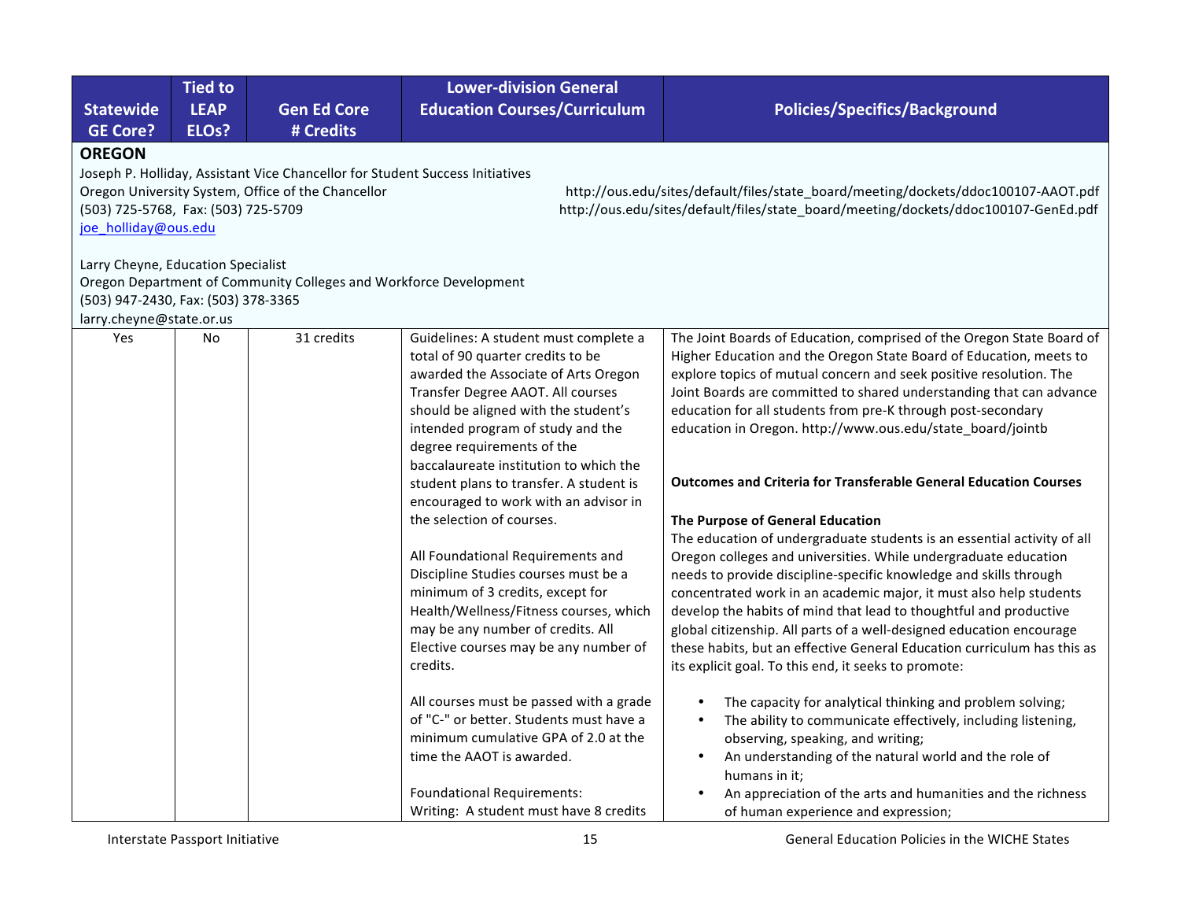| Statewide GE Core? | Tied to LEAP ELOs? | Gen Ed Core # Credits | Lower-division General Education Courses/Curriculum | Policies/Specifics/Background |
|---|---|---|---|---|
| **OREGON**<br>Joseph P. Holliday, Assistant Vice Chancellor for Student Success Initiatives<br>Oregon University System, Office of the Chancellor<br>(503) 725-5768, Fax: (503) 725-5709<br>joe_holliday@ous.edu<br><br>Larry Cheyne, Education Specialist<br>Oregon Department of Community Colleges and Workforce Development<br>(503) 947-2430, Fax: (503) 378-3365<br>larry.cheyne@state.or.us | | | | http://ous.edu/sites/default/files/state_board/meeting/dockets/ddoc100107-AAOT.pdf<br>http://ous.edu/sites/default/files/state_board/meeting/dockets/ddoc100107-GenEd.pdf |
| Yes | No | 31 credits | Guidelines: A student must complete a total of 90 quarter credits to be awarded the Associate of Arts Oregon Transfer Degree AAOT. All courses should be aligned with the student's intended program of study and the degree requirements of the baccalaureate institution to which the student plans to transfer. A student is encouraged to work with an advisor in the selection of courses.<br><br>All Foundational Requirements and Discipline Studies courses must be a minimum of 3 credits, except for Health/Wellness/Fitness courses, which may be any number of credits. All Elective courses may be any number of credits.<br><br>All courses must be passed with a grade of "C-" or better. Students must have a minimum cumulative GPA of 2.0 at the time the AAOT is awarded.<br><br>Foundational Requirements:<br>Writing: A student must have 8 credits | The Joint Boards of Education, comprised of the Oregon State Board of Higher Education and the Oregon State Board of Education, meets to explore topics of mutual concern and seek positive resolution. The Joint Boards are committed to shared understanding that can advance education for all students from pre-K through post-secondary education in Oregon. http://www.ous.edu/state_board/jointb<br><br>**Outcomes and Criteria for Transferable General Education Courses**<br><br>**The Purpose of General Education**<br>The education of undergraduate students is an essential activity of all Oregon colleges and universities. While undergraduate education needs to provide discipline-specific knowledge and skills through concentrated work in an academic major, it must also help students develop the habits of mind that lead to thoughtful and productive global citizenship. All parts of a well-designed education encourage these habits, but an effective General Education curriculum has this as its explicit goal. To this end, it seeks to promote:<br><br>• The capacity for analytical thinking and problem solving;<br>• The ability to communicate effectively, including listening, observing, speaking, and writing;<br>• An understanding of the natural world and the role of humans in it;<br>• An appreciation of the arts and humanities and the richness of human experience and expression; |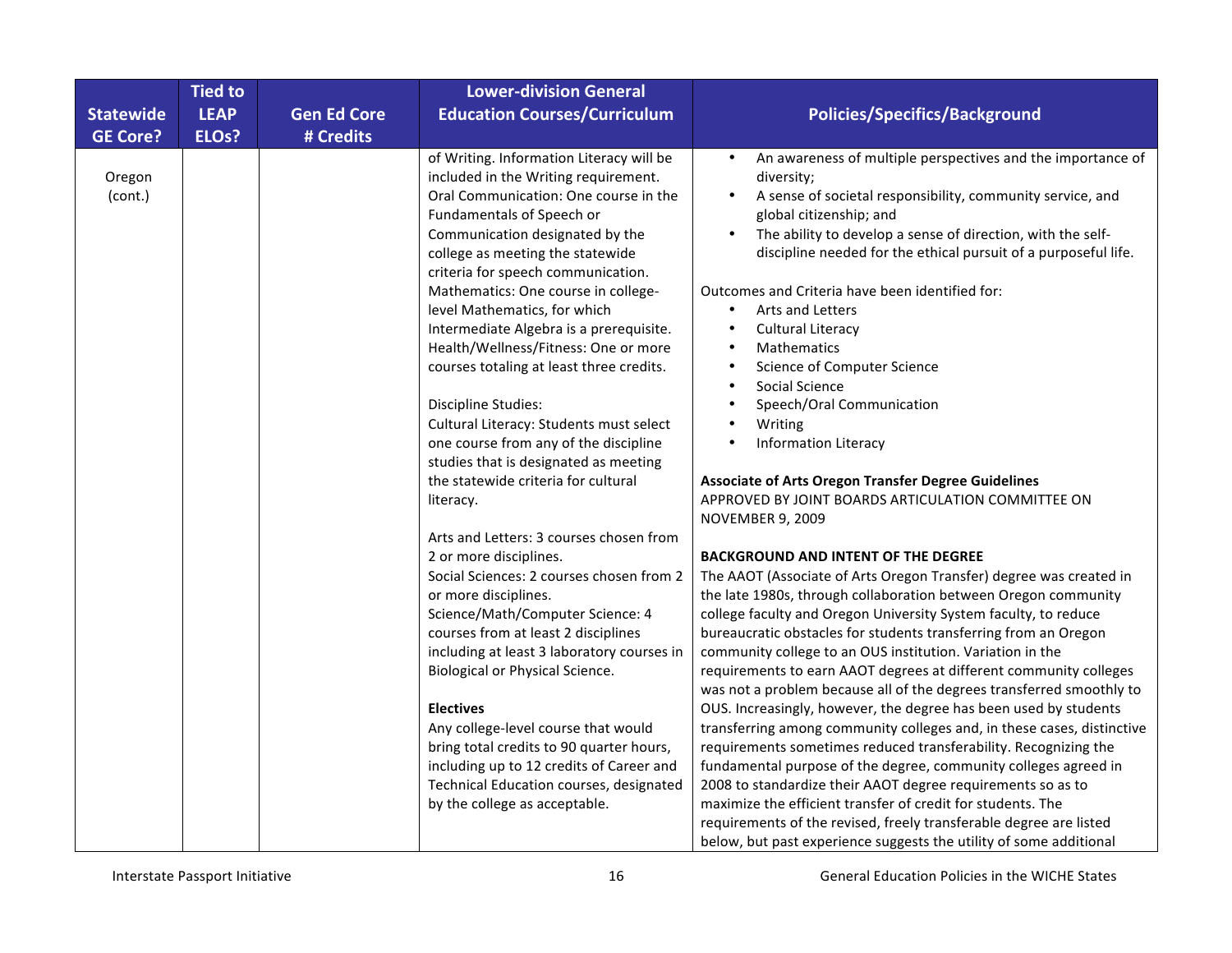| Statewide GE Core? | Tied to LEAP ELOs? | Gen Ed Core # Credits | Lower-division General Education Courses/Curriculum | Policies/Specifics/Background |
|---|---|---|---|---|
| Oregon (cont.) | | | of Writing. Information Literacy will be included in the Writing requirement.<br>Oral Communication: One course in the Fundamentals of Speech or Communication designated by the college as meeting the statewide criteria for speech communication.<br>Mathematics: One course in college-level Mathematics, for which Intermediate Algebra is a prerequisite.<br>Health/Wellness/Fitness: One or more courses totaling at least three credits.<br><br>Discipline Studies:<br>Cultural Literacy: Students must select one course from any of the discipline studies that is designated as meeting the statewide criteria for cultural literacy.<br><br>Arts and Letters: 3 courses chosen from 2 or more disciplines.<br>Social Sciences: 2 courses chosen from 2 or more disciplines.<br>Science/Math/Computer Science: 4 courses from at least 2 disciplines including at least 3 laboratory courses in Biological or Physical Science.<br><br>**Electives**<br>Any college-level course that would bring total credits to 90 quarter hours, including up to 12 credits of Career and Technical Education courses, designated by the college as acceptable. | • An awareness of multiple perspectives and the importance of diversity;<br>• A sense of societal responsibility, community service, and global citizenship; and<br>• The ability to develop a sense of direction, with the self-discipline needed for the ethical pursuit of a purposeful life.<br><br>Outcomes and Criteria have been identified for:<br>• Arts and Letters<br>• Cultural Literacy<br>• Mathematics<br>• Science of Computer Science<br>• Social Science<br>• Speech/Oral Communication<br>• Writing<br>• Information Literacy<br><br>**Associate of Arts Oregon Transfer Degree Guidelines**<br>APPROVED BY JOINT BOARDS ARTICULATION COMMITTEE ON NOVEMBER 9, 2009<br><br>**BACKGROUND AND INTENT OF THE DEGREE**<br>The AAOT (Associate of Arts Oregon Transfer) degree was created in the late 1980s, through collaboration between Oregon community college faculty and Oregon University System faculty, to reduce bureaucratic obstacles for students transferring from an Oregon community college to an OUS institution. Variation in the requirements to earn AAOT degrees at different community colleges was not a problem because all of the degrees transferred smoothly to OUS. Increasingly, however, the degree has been used by students transferring among community colleges and, in these cases, distinctive requirements sometimes reduced transferability. Recognizing the fundamental purpose of the degree, community colleges agreed in 2008 to standardize their AAOT degree requirements so as to maximize the efficient transfer of credit for students. The requirements of the revised, freely transferable degree are listed below, but past experience suggests the utility of some additional |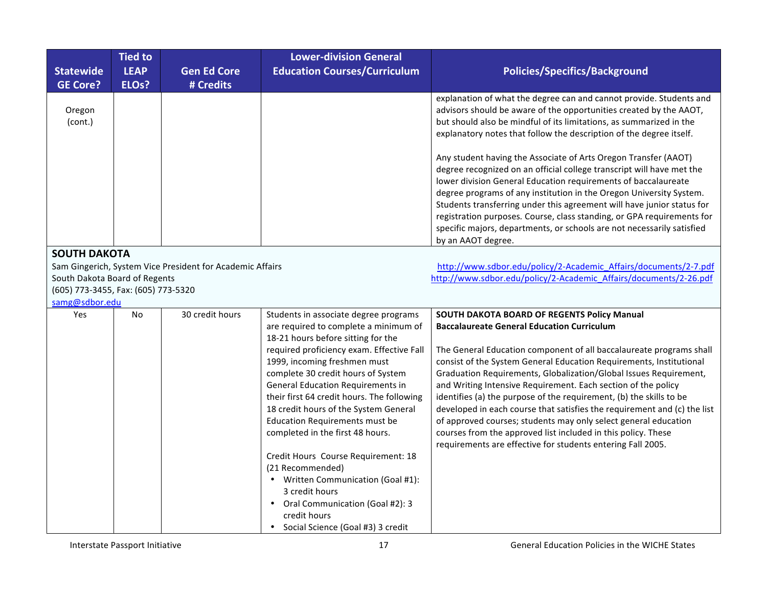| Statewide GE Core? | Tied to LEAP ELOs? | Gen Ed Core # Credits | Lower-division General Education Courses/Curriculum | Policies/Specifics/Background |
|---|---|---|---|---|
| Oregon (cont.) | | | | explanation of what the degree can and cannot provide. Students and advisors should be aware of the opportunities created by the AAOT, but should also be mindful of its limitations, as summarized in the explanatory notes that follow the description of the degree itself.<br><br>Any student having the Associate of Arts Oregon Transfer (AAOT) degree recognized on an official college transcript will have met the lower division General Education requirements of baccalaureate degree programs of any institution in the Oregon University System. Students transferring under this agreement will have junior status for registration purposes. Course, class standing, or GPA requirements for specific majors, departments, or schools are not necessarily satisfied by an AAOT degree. |
| **SOUTH DAKOTA**<br>Sam Gingerich, System Vice President for Academic Affairs<br>South Dakota Board of Regents<br>(605) 773-3455, Fax: (605) 773-5320<br>samg@sdbor.edu | | | | http://www.sdbor.edu/policy/2-Academic_Affairs/documents/2-7.pdf<br>http://www.sdbor.edu/policy/2-Academic_Affairs/documents/2-26.pdf |
| Yes | No | 30 credit hours | Students in associate degree programs are required to complete a minimum of 18-21 hours before sitting for the required proficiency exam. Effective Fall 1999, incoming freshmen must complete 30 credit hours of System General Education Requirements in their first 64 credit hours. The following 18 credit hours of the System General Education Requirements must be completed in the first 48 hours.<br><br>Credit Hours Course Requirement: 18 (21 Recommended)<br>• Written Communication (Goal #1): 3 credit hours<br>• Oral Communication (Goal #2): 3 credit hours<br>• Social Science (Goal #3) 3 credit | **SOUTH DAKOTA BOARD OF REGENTS Policy Manual Baccalaureate General Education Curriculum**<br><br>The General Education component of all baccalaureate programs shall consist of the System General Education Requirements, Institutional Graduation Requirements, Globalization/Global Issues Requirement, and Writing Intensive Requirement. Each section of the policy identifies (a) the purpose of the requirement, (b) the skills to be developed in each course that satisfies the requirement and (c) the list of approved courses; students may only select general education courses from the approved list included in this policy. These requirements are effective for students entering Fall 2005. |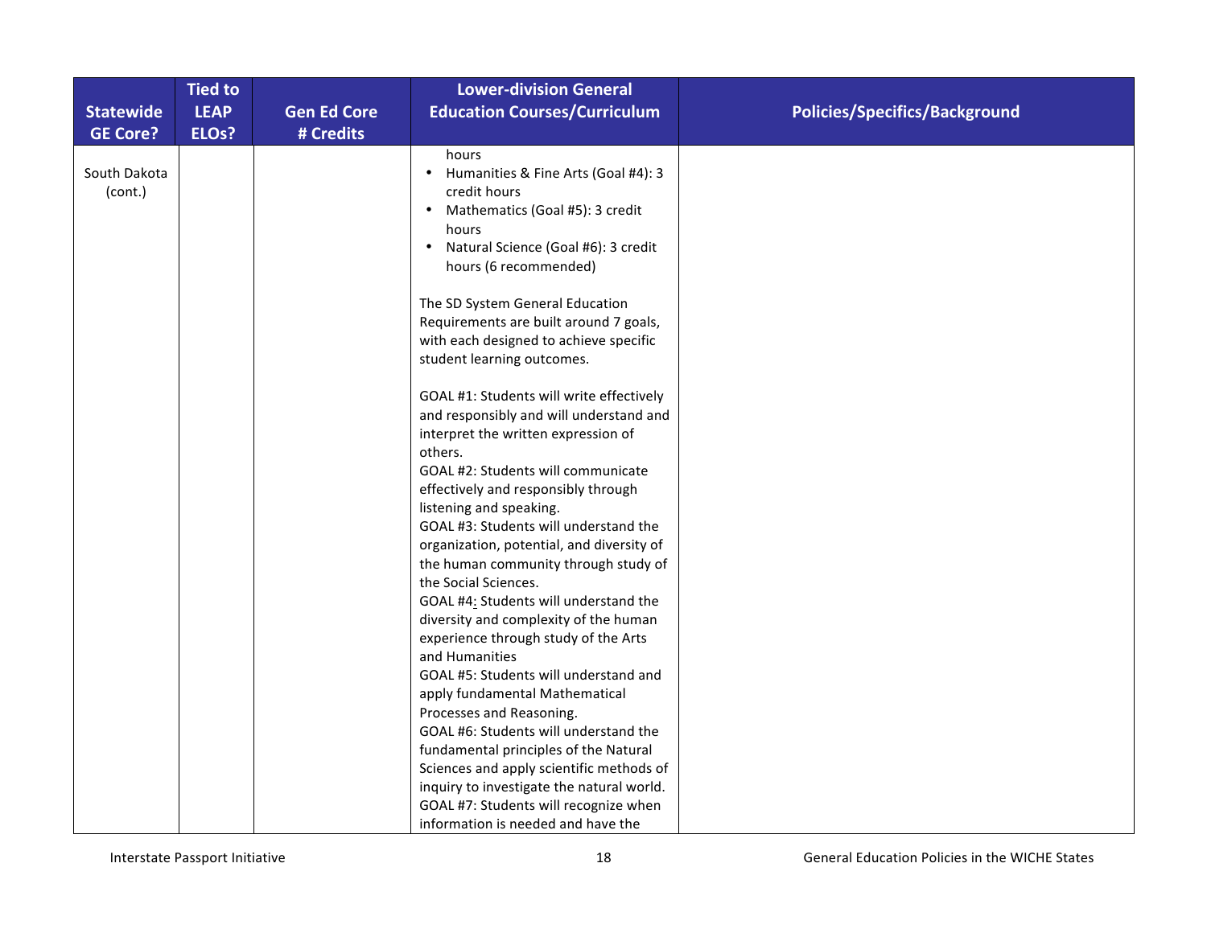| Statewide GE Core? | Tied to LEAP ELOs? | Gen Ed Core # Credits | Lower-division General Education Courses/Curriculum | Policies/Specifics/Background |
|---|---|---|---|---|
| South Dakota (cont.) | | | hours<br>• Humanities & Fine Arts (Goal #4): 3 credit hours<br>• Mathematics (Goal #5): 3 credit hours<br>• Natural Science (Goal #6): 3 credit hours (6 recommended)<br><br>The SD System General Education Requirements are built around 7 goals, with each designed to achieve specific student learning outcomes.<br><br>GOAL #1: Students will write effectively and responsibly and will understand and interpret the written expression of others.<br>GOAL #2: Students will communicate effectively and responsibly through listening and speaking.<br>GOAL #3: Students will understand the organization, potential, and diversity of the human community through study of the Social Sciences.<br>GOAL #4: Students will understand the diversity and complexity of the human experience through study of the Arts and Humanities<br>GOAL #5: Students will understand and apply fundamental Mathematical Processes and Reasoning.<br>GOAL #6: Students will understand the fundamental principles of the Natural Sciences and apply scientific methods of inquiry to investigate the natural world.<br>GOAL #7: Students will recognize when information is needed and have the | |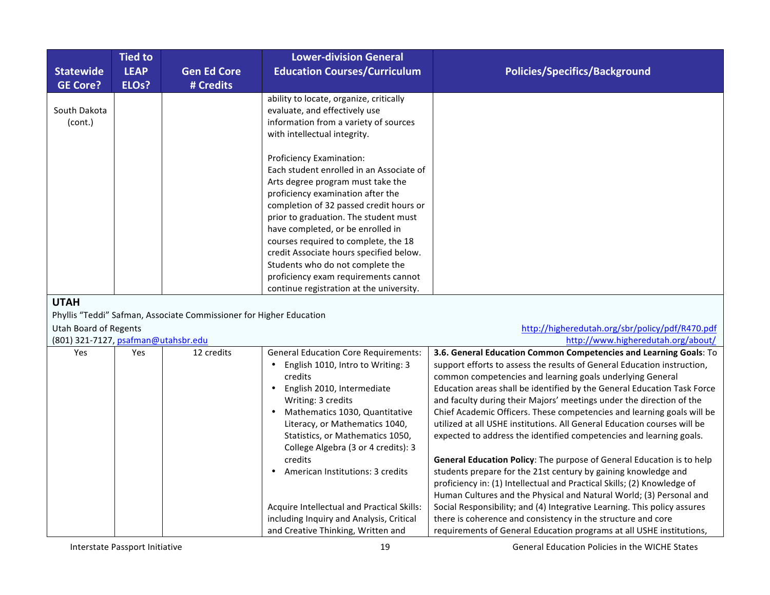| Statewide GE Core? | Tied to LEAP ELOs? | Gen Ed Core # Credits | Lower-division General Education Courses/Curriculum | Policies/Specifics/Background |
|---|---|---|---|---|
| South Dakota (cont.) | | | ability to locate, organize, critically evaluate, and effectively use information from a variety of sources with intellectual integrity.<br><br>Proficiency Examination:<br>Each student enrolled in an Associate of Arts degree program must take the proficiency examination after the completion of 32 passed credit hours or prior to graduation. The student must have completed, or be enrolled in courses required to complete, the 18 credit Associate hours specified below. Students who do not complete the proficiency exam requirements cannot continue registration at the university. | |
| **UTAH**<br>Phyllis "Teddi" Safman, Associate Commissioner for Higher Education<br>Utah Board of Regents<br>(801) 321-7127, psafman@utahsbr.edu | | | | http://higheredutah.org/sbr/policy/pdf/R470.pdf<br>http://www.higheredutah.org/about/ |
| Yes | Yes | 12 credits | General Education Core Requirements:<br>• English 1010, Intro to Writing: 3 credits<br>• English 2010, Intermediate Writing: 3 credits<br>• Mathematics 1030, Quantitative Literacy, or Mathematics 1040, Statistics, or Mathematics 1050, College Algebra (3 or 4 credits): 3 credits<br>• American Institutions: 3 credits<br><br>Acquire Intellectual and Practical Skills: including Inquiry and Analysis, Critical and Creative Thinking, Written and | **3.6. General Education Common Competencies and Learning Goals**: To support efforts to assess the results of General Education instruction, common competencies and learning goals underlying General Education areas shall be identified by the General Education Task Force and faculty during their Majors' meetings under the direction of the Chief Academic Officers. These competencies and learning goals will be utilized at all USHE institutions. All General Education courses will be expected to address the identified competencies and learning goals.<br><br>**General Education Policy**: The purpose of General Education is to help students prepare for the 21st century by gaining knowledge and proficiency in: (1) Intellectual and Practical Skills; (2) Knowledge of Human Cultures and the Physical and Natural World; (3) Personal and Social Responsibility; and (4) Integrative Learning. This policy assures there is coherence and consistency in the structure and core requirements of General Education programs at all USHE institutions, |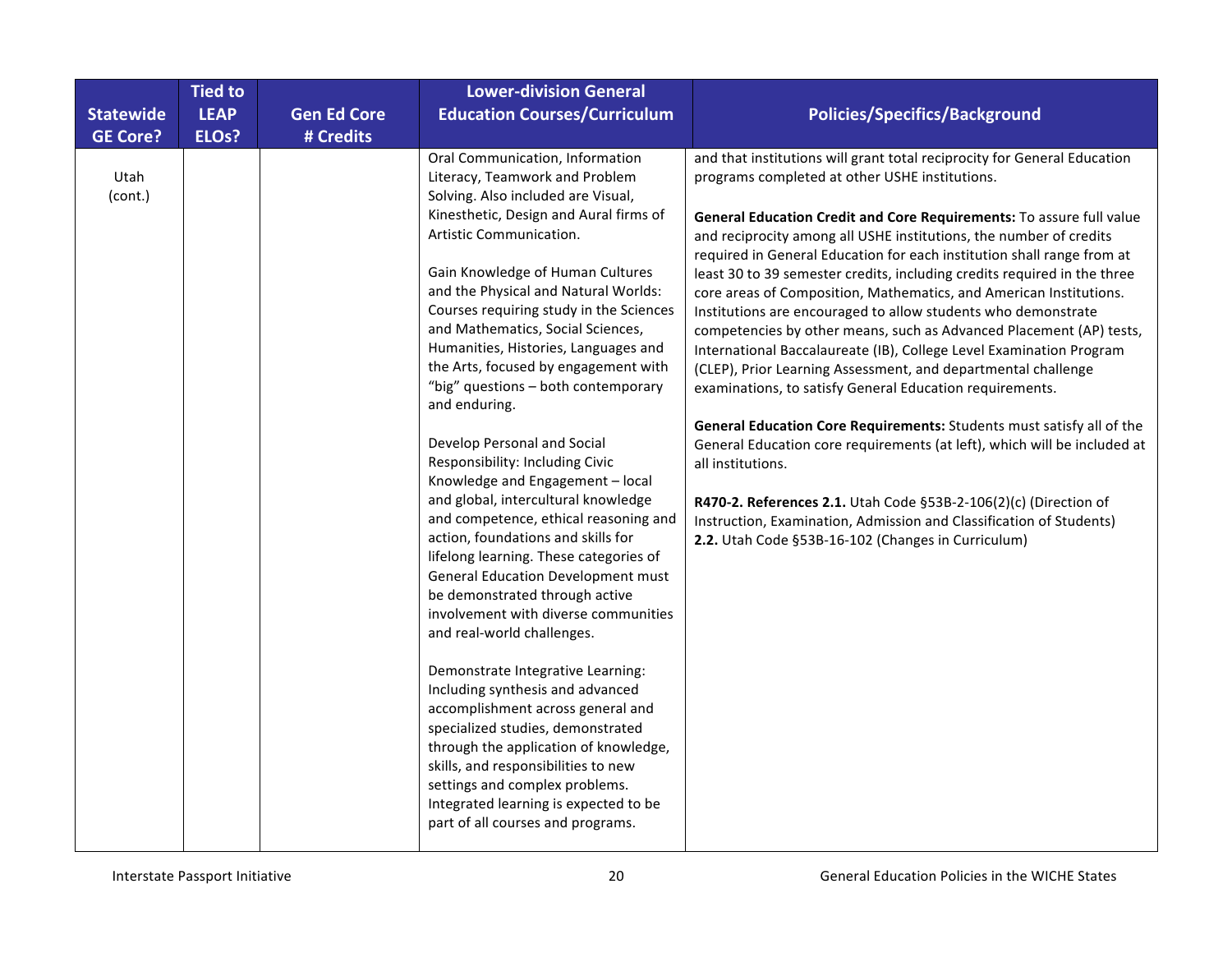| Statewide GE Core? | Tied to LEAP ELOs? | Gen Ed Core # Credits | Lower-division General Education Courses/Curriculum | Policies/Specifics/Background |
|---|---|---|---|---|
| Utah (cont.) | | | Oral Communication, Information Literacy, Teamwork and Problem Solving. Also included are Visual, Kinesthetic, Design and Aural firms of Artistic Communication.<br><br>Gain Knowledge of Human Cultures and the Physical and Natural Worlds: Courses requiring study in the Sciences and Mathematics, Social Sciences, Humanities, Histories, Languages and the Arts, focused by engagement with "big" questions – both contemporary and enduring.<br><br>Develop Personal and Social Responsibility: Including Civic Knowledge and Engagement – local and global, intercultural knowledge and competence, ethical reasoning and action, foundations and skills for lifelong learning. These categories of General Education Development must be demonstrated through active involvement with diverse communities and real-world challenges.<br><br>Demonstrate Integrative Learning: Including synthesis and advanced accomplishment across general and specialized studies, demonstrated through the application of knowledge, skills, and responsibilities to new settings and complex problems. Integrated learning is expected to be part of all courses and programs. | and that institutions will grant total reciprocity for General Education programs completed at other USHE institutions.<br><br>**General Education Credit and Core Requirements:** To assure full value and reciprocity among all USHE institutions, the number of credits required in General Education for each institution shall range from at least 30 to 39 semester credits, including credits required in the three core areas of Composition, Mathematics, and American Institutions. Institutions are encouraged to allow students who demonstrate competencies by other means, such as Advanced Placement (AP) tests, International Baccalaureate (IB), College Level Examination Program (CLEP), Prior Learning Assessment, and departmental challenge examinations, to satisfy General Education requirements.<br><br>**General Education Core Requirements:** Students must satisfy all of the General Education core requirements (at left), which will be included at all institutions.<br><br>**R470-2. References 2.1.** Utah Code §53B-2-106(2)(c) (Direction of Instruction, Examination, Admission and Classification of Students) **2.2.** Utah Code §53B-16-102 (Changes in Curriculum) |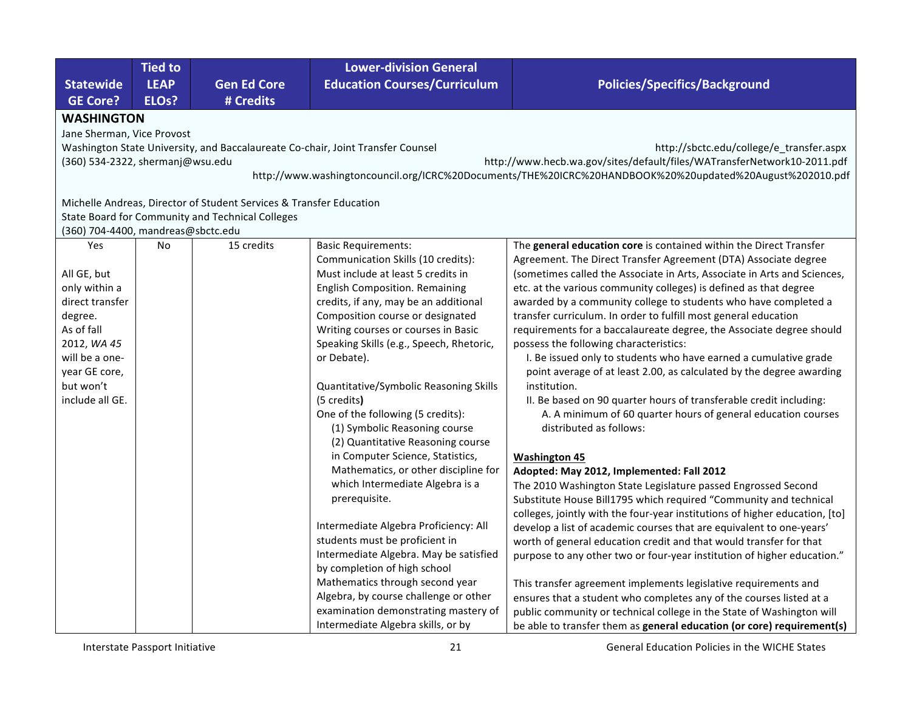| Statewide GE Core? | Tied to LEAP ELOs? | Gen Ed Core # Credits | Lower-division General Education Courses/Curriculum | Policies/Specifics/Background |
|---|---|---|---|---|
| **WASHINGTON**<br>Jane Sherman, Vice Provost<br>Washington State University, and Baccalaureate Co-chair, Joint Transfer Counsel<br>(360) 534-2322, shermanj@wsu.edu<br><br>Michelle Andreas, Director of Student Services & Transfer Education<br>State Board for Community and Technical Colleges<br>(360) 704-4400, mandreas@sbctc.edu | | | | http://sbctc.edu/college/e_transfer.aspx<br>http://www.hecb.wa.gov/sites/default/files/WATransferNetwork10-2011.pdf<br>http://www.washingtoncouncil.org/ICRC%20Documents/THE%20ICRC%20HANDBOOK%20%20updated%20August%202010.pdf |
| Yes<br><br>All GE, but only within a direct transfer degree.<br>As of fall 2012, *WA 45* will be a one-year GE core, but won't include all GE. | No | 15 credits | Basic Requirements:<br>Communication Skills (10 credits):<br>Must include at least 5 credits in English Composition. Remaining credits, if any, may be an additional Composition course or designated Writing courses or courses in Basic Speaking Skills (e.g., Speech, Rhetoric, or Debate).<br><br>Quantitative/Symbolic Reasoning Skills (5 credits)<br>One of the following (5 credits):<br>(1) Symbolic Reasoning course<br>(2) Quantitative Reasoning course in Computer Science, Statistics, Mathematics, or other discipline for which Intermediate Algebra is a prerequisite.<br><br>Intermediate Algebra Proficiency: All students must be proficient in Intermediate Algebra. May be satisfied by completion of high school Mathematics through second year Algebra, by course challenge or other examination demonstrating mastery of Intermediate Algebra skills, or by | The **general education core** is contained within the Direct Transfer Agreement. The Direct Transfer Agreement (DTA) Associate degree (sometimes called the Associate in Arts, Associate in Arts and Sciences, etc. at the various community colleges) is defined as that degree awarded by a community college to students who have completed a transfer curriculum. In order to fulfill most general education requirements for a baccalaureate degree, the Associate degree should possess the following characteristics:<br>I. Be issued only to students who have earned a cumulative grade point average of at least 2.00, as calculated by the degree awarding institution.<br>II. Be based on 90 quarter hours of transferable credit including:<br>A. A minimum of 60 quarter hours of general education courses distributed as follows:<br><br>**Washington 45**<br>**Adopted: May 2012, Implemented: Fall 2012**<br>The 2010 Washington State Legislature passed Engrossed Second Substitute House Bill1795 which required "Community and technical colleges, jointly with the four-year institutions of higher education, [to] develop a list of academic courses that are equivalent to one-years' worth of general education credit and that would transfer for that purpose to any other two or four-year institution of higher education."<br><br>This transfer agreement implements legislative requirements and ensures that a student who completes any of the courses listed at a public community or technical college in the State of Washington will be able to transfer them as **general education (or core) requirement(s)** |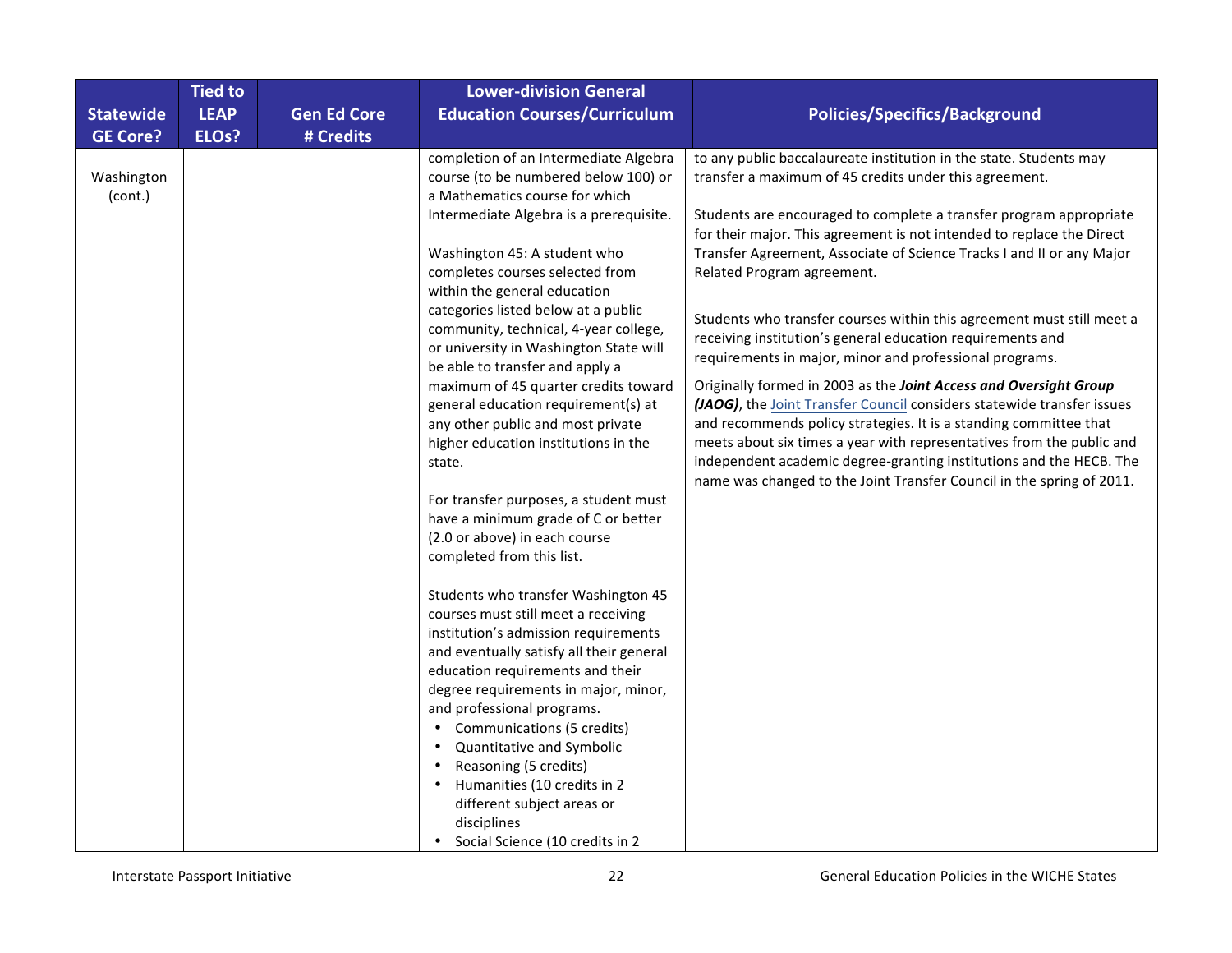| Statewide GE Core? | Tied to LEAP ELOs? | Gen Ed Core # Credits | Lower-division General Education Courses/Curriculum | Policies/Specifics/Background |
|---|---|---|---|---|
| Washington (cont.) | | | completion of an Intermediate Algebra course (to be numbered below 100) or a Mathematics course for which Intermediate Algebra is a prerequisite.<br><br>Washington 45: A student who completes courses selected from within the general education categories listed below at a public community, technical, 4-year college, or university in Washington State will be able to transfer and apply a maximum of 45 quarter credits toward general education requirement(s) at any other public and most private higher education institutions in the state.<br><br>For transfer purposes, a student must have a minimum grade of C or better (2.0 or above) in each course completed from this list.<br><br>Students who transfer Washington 45 courses must still meet a receiving institution's admission requirements and eventually satisfy all their general education requirements and their degree requirements in major, minor, and professional programs.<br>• Communications (5 credits)<br>• Quantitative and Symbolic Reasoning (5 credits)<br>• Humanities (10 credits in 2 different subject areas or disciplines<br>• Social Science (10 credits in 2 | to any public baccalaureate institution in the state. Students may transfer a maximum of 45 credits under this agreement.<br><br>Students are encouraged to complete a transfer program appropriate for their major. This agreement is not intended to replace the Direct Transfer Agreement, Associate of Science Tracks I and II or any Major Related Program agreement.<br><br>Students who transfer courses within this agreement must still meet a receiving institution's general education requirements and requirements in major, minor and professional programs.<br><br>Originally formed in 2003 as the ***Joint Access and Oversight Group (JAOG)***, the Joint Transfer Council considers statewide transfer issues and recommends policy strategies. It is a standing committee that meets about six times a year with representatives from the public and independent academic degree-granting institutions and the HECB. The name was changed to the Joint Transfer Council in the spring of 2011. |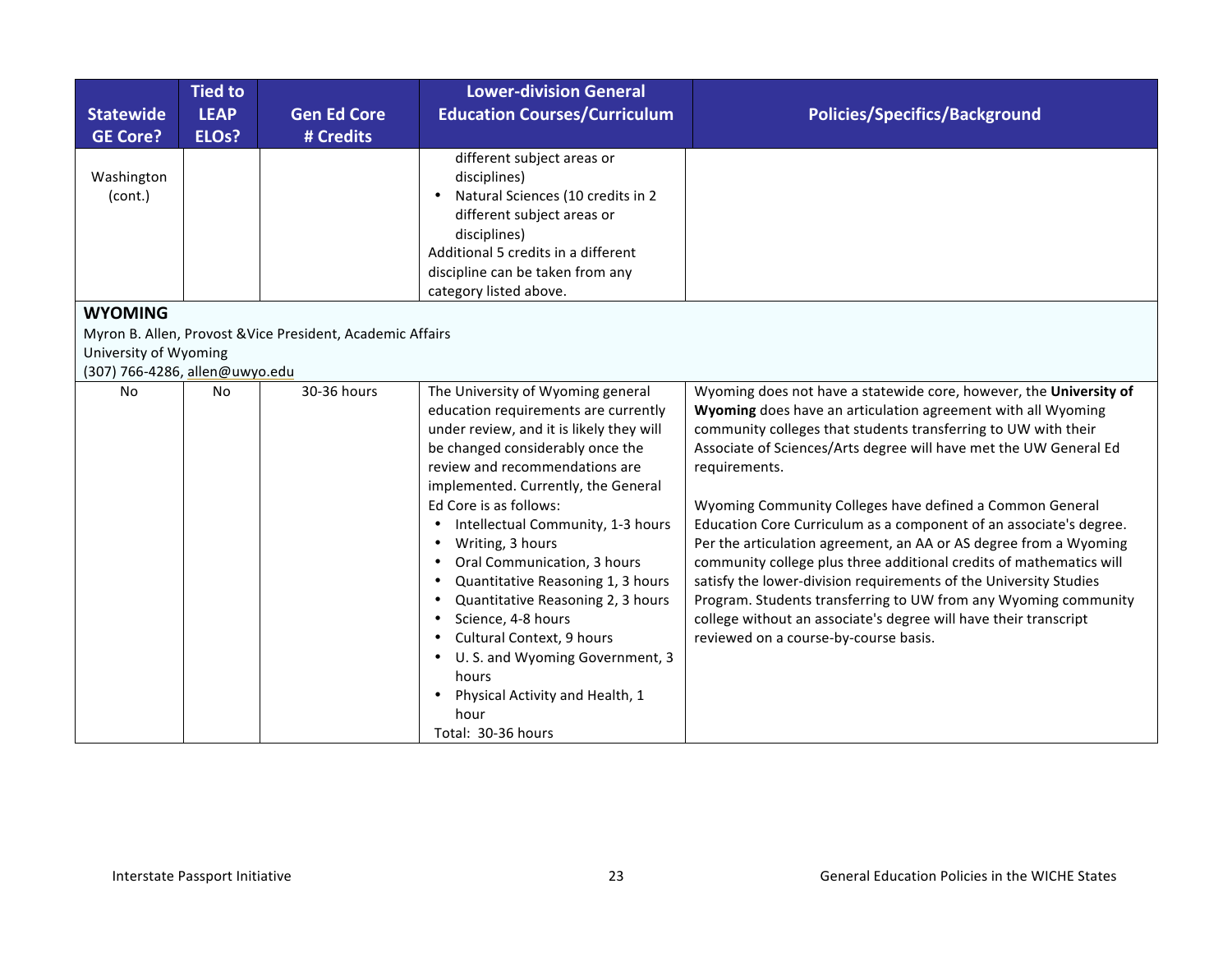| Statewide GE Core? | Tied to LEAP ELOs? | Gen Ed Core # Credits | Lower-division General Education Courses/Curriculum | Policies/Specifics/Background |
|---|---|---|---|---|
| Washington (cont.) | | | different subject areas or disciplines)<br>• Natural Sciences (10 credits in 2 different subject areas or disciplines)<br>Additional 5 credits in a different discipline can be taken from any category listed above. | |
| **WYOMING**<br>Myron B. Allen, Provost &Vice President, Academic Affairs<br>University of Wyoming<br>(307) 766-4286, allen@uwyo.edu | | | | |
| No | No | 30-36 hours | The University of Wyoming general education requirements are currently under review, and it is likely they will be changed considerably once the review and recommendations are implemented. Currently, the General Ed Core is as follows:<br>• Intellectual Community, 1-3 hours<br>• Writing, 3 hours<br>• Oral Communication, 3 hours<br>• Quantitative Reasoning 1, 3 hours<br>• Quantitative Reasoning 2, 3 hours<br>• Science, 4-8 hours<br>• Cultural Context, 9 hours<br>• U. S. and Wyoming Government, 3 hours<br>• Physical Activity and Health, 1 hour<br>Total: 30-36 hours | Wyoming does not have a statewide core, however, the **University of Wyoming** does have an articulation agreement with all Wyoming community colleges that students transferring to UW with their Associate of Sciences/Arts degree will have met the UW General Ed requirements.<br><br>Wyoming Community Colleges have defined a Common General Education Core Curriculum as a component of an associate's degree. Per the articulation agreement, an AA or AS degree from a Wyoming community college plus three additional credits of mathematics will satisfy the lower-division requirements of the University Studies Program. Students transferring to UW from any Wyoming community college without an associate's degree will have their transcript reviewed on a course-by-course basis. |